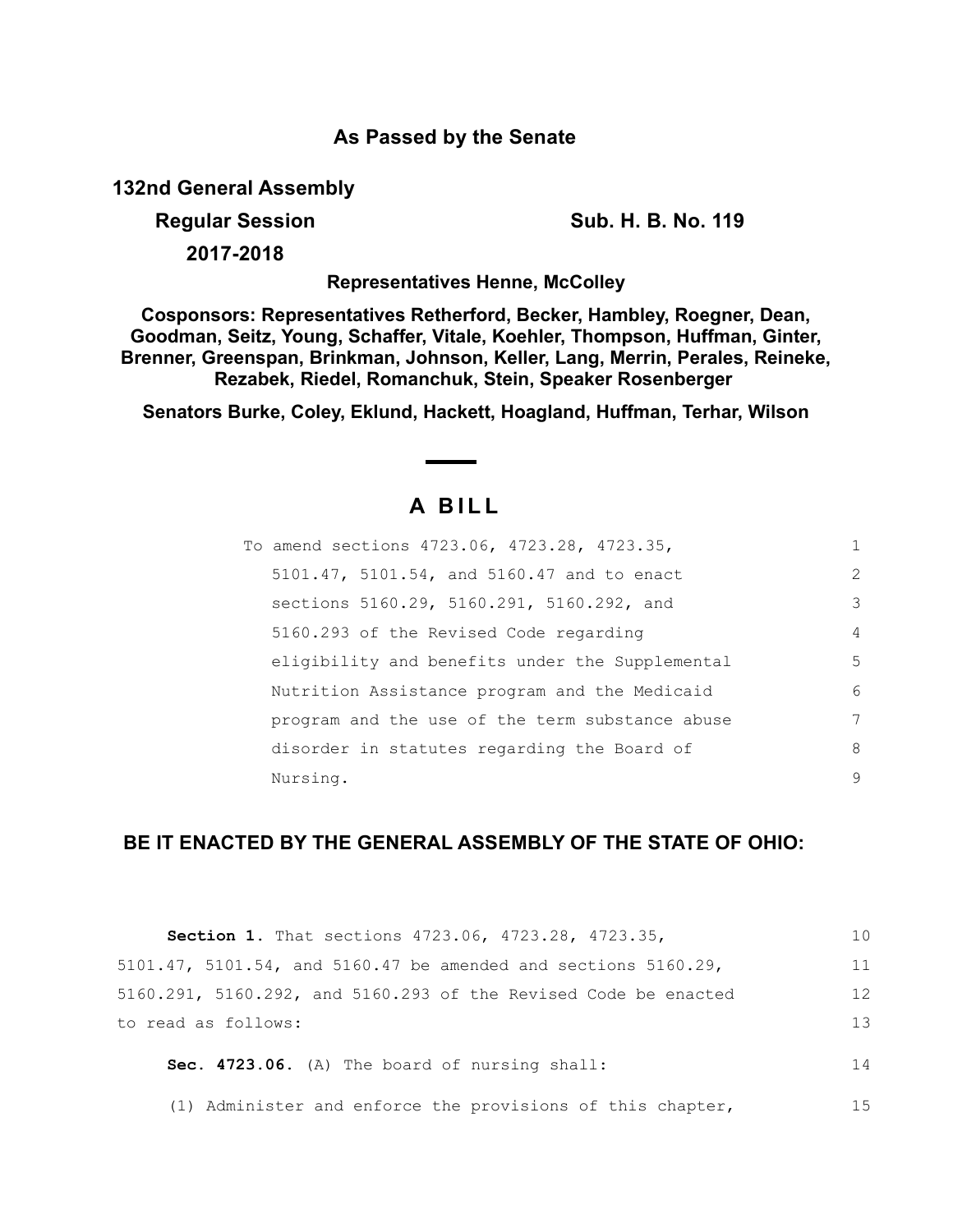## As Passed by the Senate

**132nd General Assembly**

**Regular Session** **Sub. H. B. No. 119**

**2017-2018**

**Representatives Henne, McColley**

**Cosponsors: Representatives Retherford, Becker, Hambley, Roegner, Dean, Goodman, Seitz, Young, Schaffer, Vitale, Koehler, Thompson, Huffman, Ginter, Brenner, Greenspan, Brinkman, Johnson, Keller, Lang, Merrin, Perales, Reineke, Rezabek, Riedel, Romanchuk, Stein, Speaker Rosenberger**

**Senators Burke, Coley, Eklund, Hackett, Hoagland, Huffman, Terhar, Wilson**

# A BILL

To amend sections 4723.06, 4723.28, 4723.35, 5101.47, 5101.54, and 5160.47 and to enact sections 5160.29, 5160.291, 5160.292, and 5160.293 of the Revised Code regarding eligibility and benefits under the Supplemental Nutrition Assistance program and the Medicaid program and the use of the term substance abuse disorder in statutes regarding the Board of Nursing.

**BE IT ENACTED BY THE GENERAL ASSEMBLY OF THE STATE OF OHIO:**

**Section 1.** That sections 4723.06, 4723.28, 4723.35, 5101.47, 5101.54, and 5160.47 be amended and sections 5160.29, 5160.291, 5160.292, and 5160.293 of the Revised Code be enacted to read as follows:

**Sec. 4723.06.** (A) The board of nursing shall:

(1) Administer and enforce the provisions of this chapter,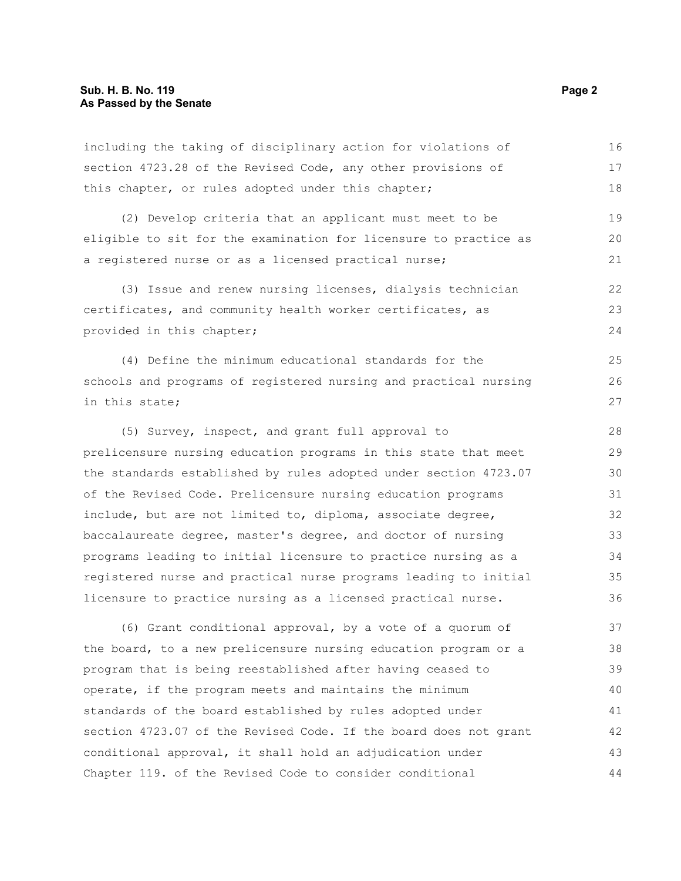including the taking of disciplinary action for violations of section 4723.28 of the Revised Code, any other provisions of this chapter, or rules adopted under this chapter;

(2) Develop criteria that an applicant must meet to be eligible to sit for the examination for licensure to practice as a registered nurse or as a licensed practical nurse;

(3) Issue and renew nursing licenses, dialysis technician certificates, and community health worker certificates, as provided in this chapter;

(4) Define the minimum educational standards for the schools and programs of registered nursing and practical nursing in this state;

(5) Survey, inspect, and grant full approval to prelicensure nursing education programs in this state that meet the standards established by rules adopted under section 4723.07 of the Revised Code. Prelicensure nursing education programs include, but are not limited to, diploma, associate degree, baccalaureate degree, master's degree, and doctor of nursing programs leading to initial licensure to practice nursing as a registered nurse and practical nurse programs leading to initial licensure to practice nursing as a licensed practical nurse.

(6) Grant conditional approval, by a vote of a quorum of the board, to a new prelicensure nursing education program or a program that is being reestablished after having ceased to operate, if the program meets and maintains the minimum standards of the board established by rules adopted under section 4723.07 of the Revised Code. If the board does not grant conditional approval, it shall hold an adjudication under Chapter 119. of the Revised Code to consider conditional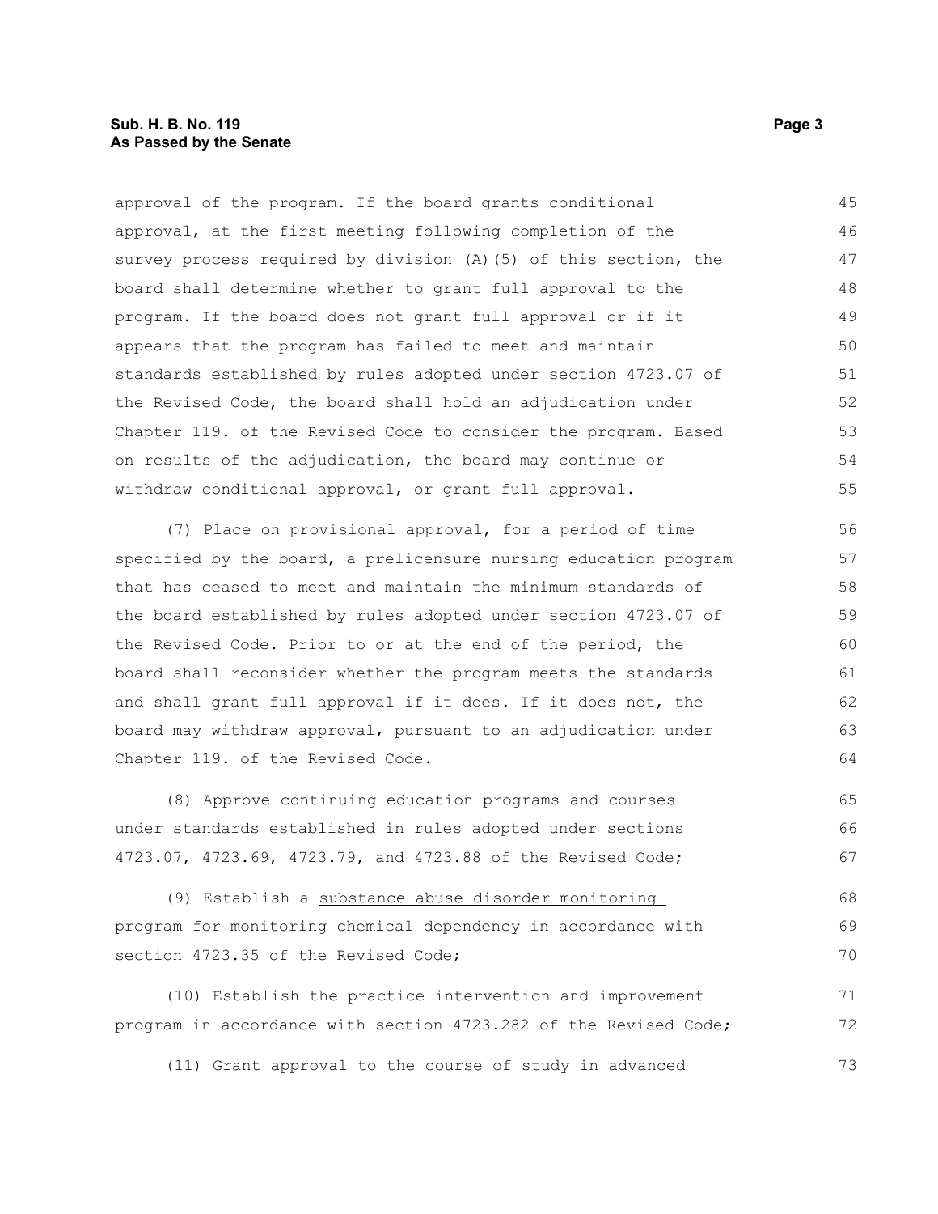approval of the program. If the board grants conditional approval, at the first meeting following completion of the survey process required by division (A)(5) of this section, the board shall determine whether to grant full approval to the program. If the board does not grant full approval or if it appears that the program has failed to meet and maintain standards established by rules adopted under section 4723.07 of the Revised Code, the board shall hold an adjudication under Chapter 119. of the Revised Code to consider the program. Based on results of the adjudication, the board may continue or withdraw conditional approval, or grant full approval.

(7) Place on provisional approval, for a period of time specified by the board, a prelicensure nursing education program that has ceased to meet and maintain the minimum standards of the board established by rules adopted under section 4723.07 of the Revised Code. Prior to or at the end of the period, the board shall reconsider whether the program meets the standards and shall grant full approval if it does. If it does not, the board may withdraw approval, pursuant to an adjudication under Chapter 119. of the Revised Code.

(8) Approve continuing education programs and courses under standards established in rules adopted under sections 4723.07, 4723.69, 4723.79, and 4723.88 of the Revised Code;

(9) Establish a <u>substance abuse disorder monitoring</u> program ~~for monitoring chemical dependency~~ in accordance with section 4723.35 of the Revised Code;

(10) Establish the practice intervention and improvement program in accordance with section 4723.282 of the Revised Code;

(11) Grant approval to the course of study in advanced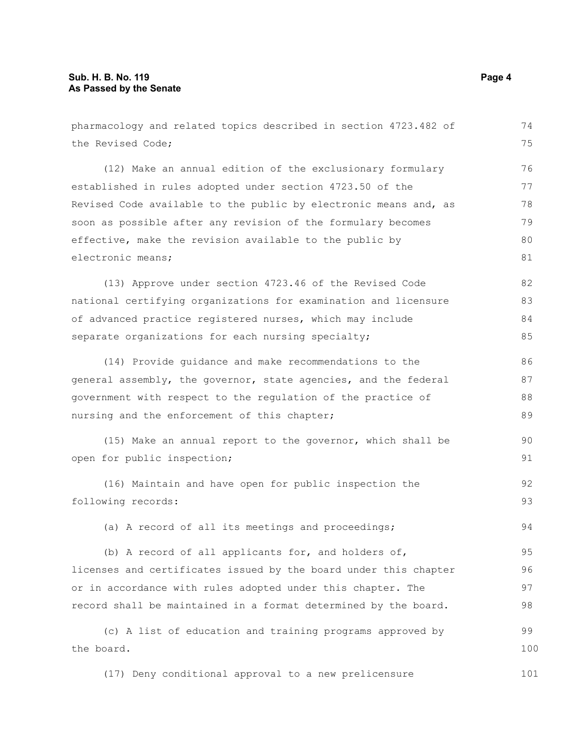pharmacology and related topics described in section 4723.482 of the Revised Code;

(12) Make an annual edition of the exclusionary formulary established in rules adopted under section 4723.50 of the Revised Code available to the public by electronic means and, as soon as possible after any revision of the formulary becomes effective, make the revision available to the public by electronic means;

(13) Approve under section 4723.46 of the Revised Code national certifying organizations for examination and licensure of advanced practice registered nurses, which may include separate organizations for each nursing specialty;

(14) Provide guidance and make recommendations to the general assembly, the governor, state agencies, and the federal government with respect to the regulation of the practice of nursing and the enforcement of this chapter;

(15) Make an annual report to the governor, which shall be open for public inspection;

(16) Maintain and have open for public inspection the following records:

(a) A record of all its meetings and proceedings;

(b) A record of all applicants for, and holders of, licenses and certificates issued by the board under this chapter or in accordance with rules adopted under this chapter. The record shall be maintained in a format determined by the board.

(c) A list of education and training programs approved by the board.

(17) Deny conditional approval to a new prelicensure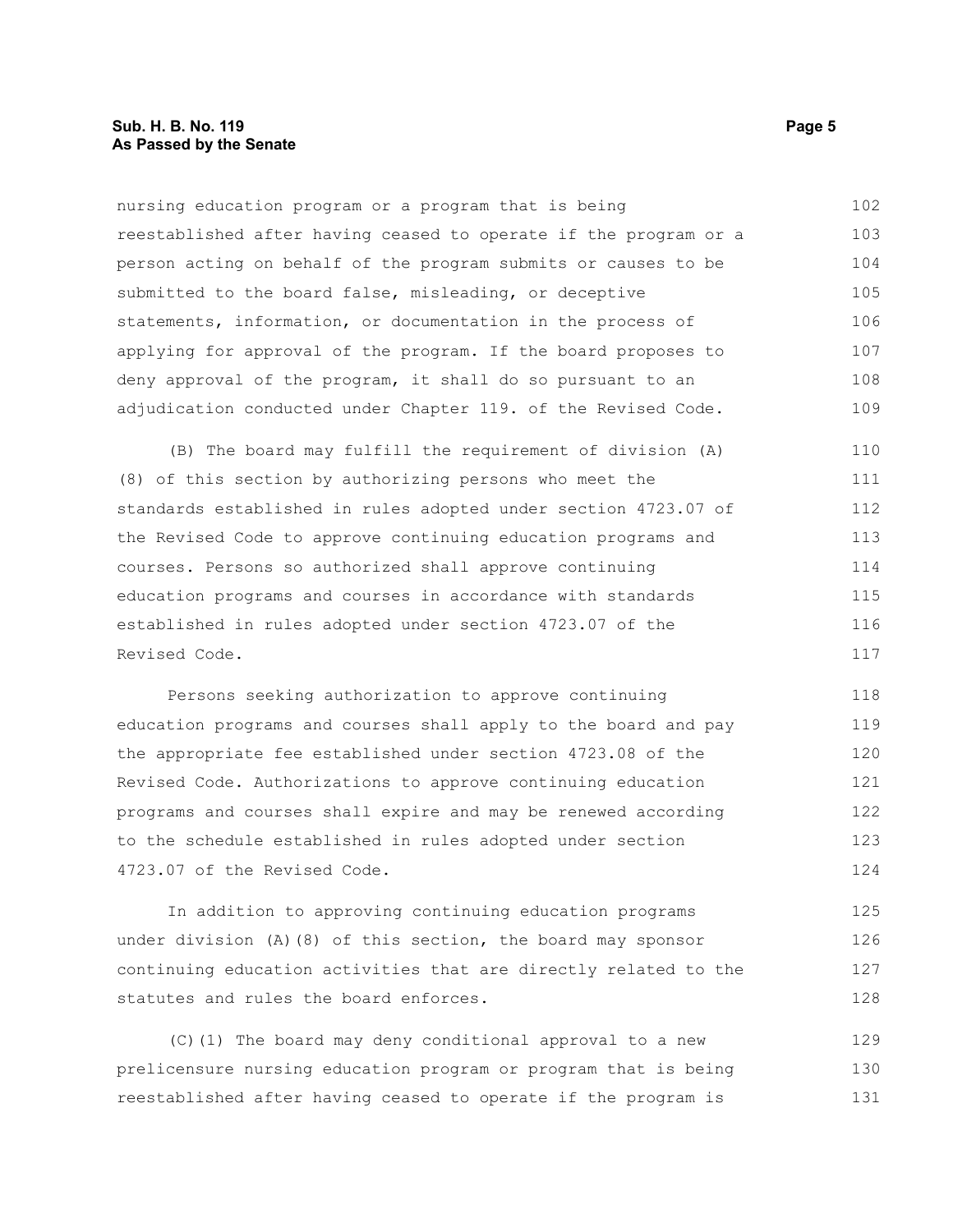nursing education program or a program that is being reestablished after having ceased to operate if the program or a person acting on behalf of the program submits or causes to be submitted to the board false, misleading, or deceptive statements, information, or documentation in the process of applying for approval of the program. If the board proposes to deny approval of the program, it shall do so pursuant to an adjudication conducted under Chapter 119. of the Revised Code.

(B) The board may fulfill the requirement of division (A)(8) of this section by authorizing persons who meet the standards established in rules adopted under section 4723.07 of the Revised Code to approve continuing education programs and courses. Persons so authorized shall approve continuing education programs and courses in accordance with standards established in rules adopted under section 4723.07 of the Revised Code.

Persons seeking authorization to approve continuing education programs and courses shall apply to the board and pay the appropriate fee established under section 4723.08 of the Revised Code. Authorizations to approve continuing education programs and courses shall expire and may be renewed according to the schedule established in rules adopted under section 4723.07 of the Revised Code.

In addition to approving continuing education programs under division (A)(8) of this section, the board may sponsor continuing education activities that are directly related to the statutes and rules the board enforces.

(C)(1) The board may deny conditional approval to a new prelicensure nursing education program or program that is being reestablished after having ceased to operate if the program is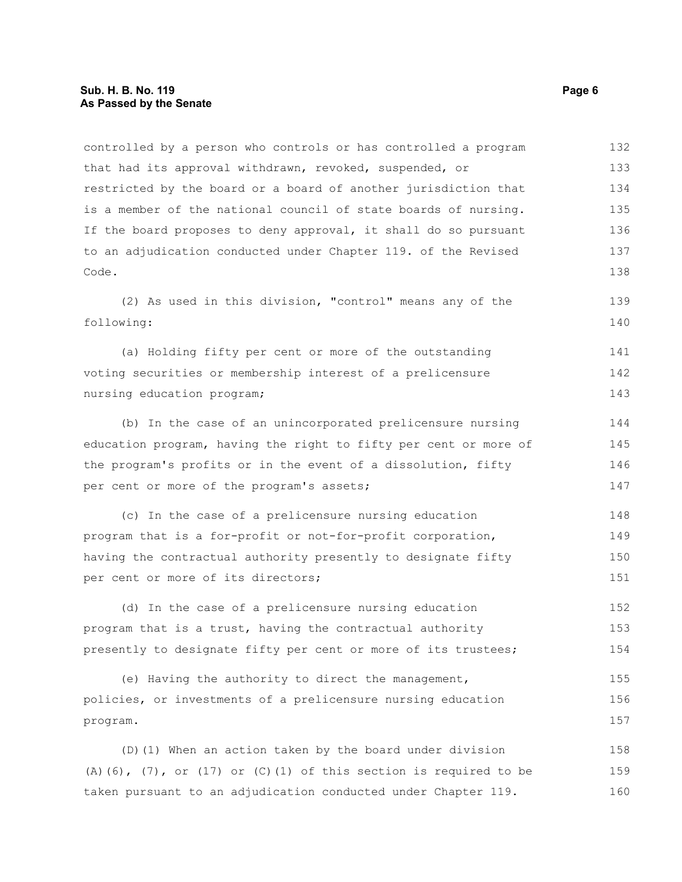controlled by a person who controls or has controlled a program that had its approval withdrawn, revoked, suspended, or restricted by the board or a board of another jurisdiction that is a member of the national council of state boards of nursing. If the board proposes to deny approval, it shall do so pursuant to an adjudication conducted under Chapter 119. of the Revised Code.

(2) As used in this division, "control" means any of the following:

(a) Holding fifty per cent or more of the outstanding voting securities or membership interest of a prelicensure nursing education program;

(b) In the case of an unincorporated prelicensure nursing education program, having the right to fifty per cent or more of the program's profits or in the event of a dissolution, fifty per cent or more of the program's assets;

(c) In the case of a prelicensure nursing education program that is a for-profit or not-for-profit corporation, having the contractual authority presently to designate fifty per cent or more of its directors;

(d) In the case of a prelicensure nursing education program that is a trust, having the contractual authority presently to designate fifty per cent or more of its trustees;

(e) Having the authority to direct the management, policies, or investments of a prelicensure nursing education program.

(D)(1) When an action taken by the board under division (A)(6), (7), or (17) or (C)(1) of this section is required to be taken pursuant to an adjudication conducted under Chapter 119.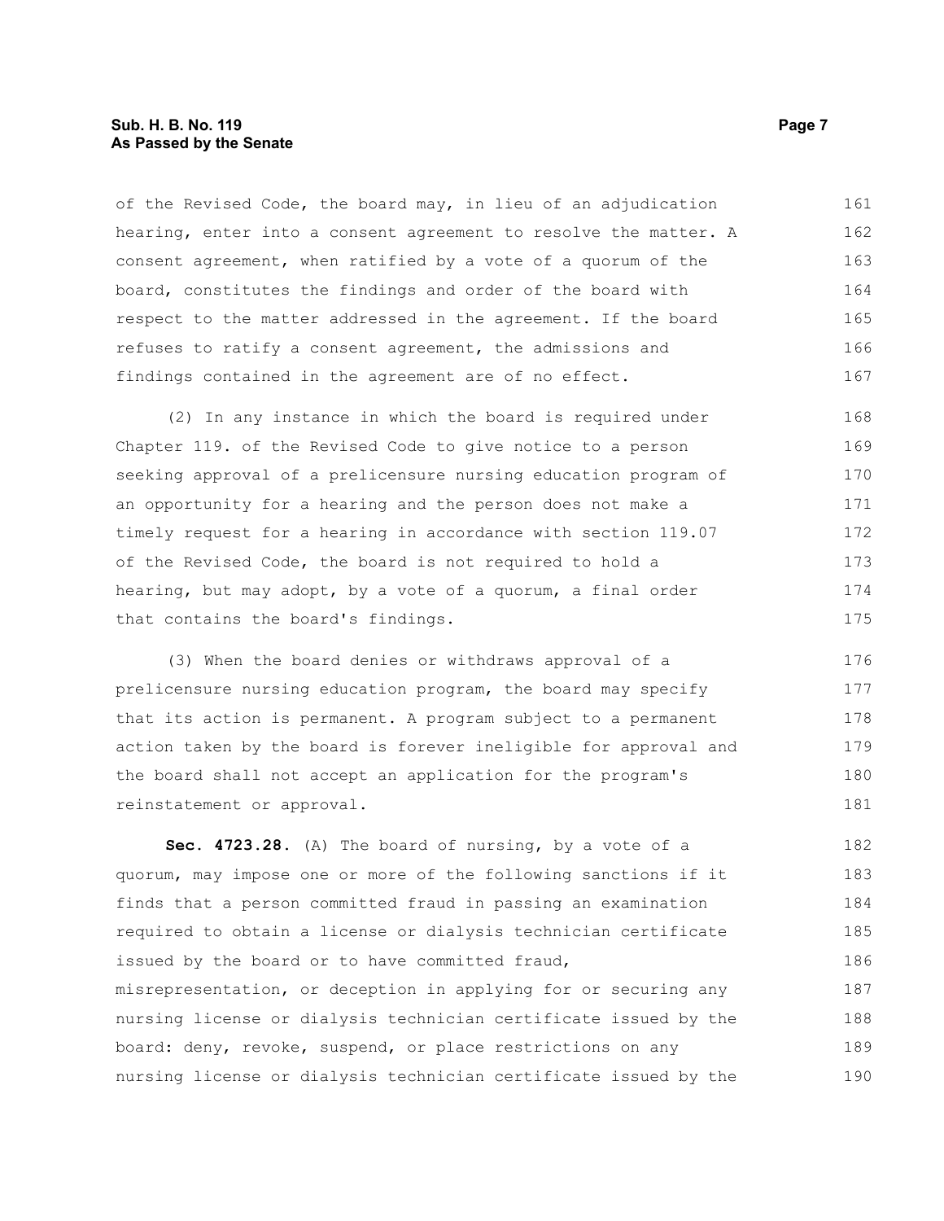of the Revised Code, the board may, in lieu of an adjudication hearing, enter into a consent agreement to resolve the matter. A consent agreement, when ratified by a vote of a quorum of the board, constitutes the findings and order of the board with respect to the matter addressed in the agreement. If the board refuses to ratify a consent agreement, the admissions and findings contained in the agreement are of no effect.

(2) In any instance in which the board is required under Chapter 119. of the Revised Code to give notice to a person seeking approval of a prelicensure nursing education program of an opportunity for a hearing and the person does not make a timely request for a hearing in accordance with section 119.07 of the Revised Code, the board is not required to hold a hearing, but may adopt, by a vote of a quorum, a final order that contains the board's findings.

(3) When the board denies or withdraws approval of a prelicensure nursing education program, the board may specify that its action is permanent. A program subject to a permanent action taken by the board is forever ineligible for approval and the board shall not accept an application for the program's reinstatement or approval.

**Sec. 4723.28.** (A) The board of nursing, by a vote of a quorum, may impose one or more of the following sanctions if it finds that a person committed fraud in passing an examination required to obtain a license or dialysis technician certificate issued by the board or to have committed fraud, misrepresentation, or deception in applying for or securing any nursing license or dialysis technician certificate issued by the board: deny, revoke, suspend, or place restrictions on any nursing license or dialysis technician certificate issued by the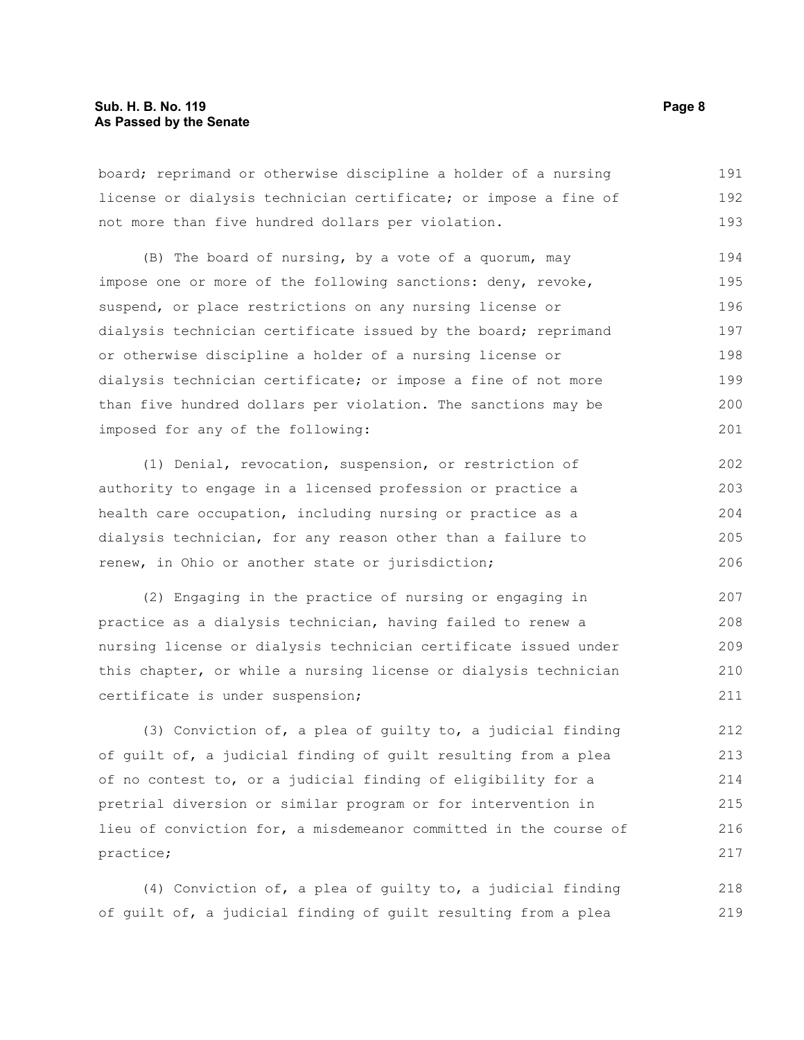board; reprimand or otherwise discipline a holder of a nursing license or dialysis technician certificate; or impose a fine of not more than five hundred dollars per violation.

(B) The board of nursing, by a vote of a quorum, may impose one or more of the following sanctions: deny, revoke, suspend, or place restrictions on any nursing license or dialysis technician certificate issued by the board; reprimand or otherwise discipline a holder of a nursing license or dialysis technician certificate; or impose a fine of not more than five hundred dollars per violation. The sanctions may be imposed for any of the following:

(1) Denial, revocation, suspension, or restriction of authority to engage in a licensed profession or practice a health care occupation, including nursing or practice as a dialysis technician, for any reason other than a failure to renew, in Ohio or another state or jurisdiction;

(2) Engaging in the practice of nursing or engaging in practice as a dialysis technician, having failed to renew a nursing license or dialysis technician certificate issued under this chapter, or while a nursing license or dialysis technician certificate is under suspension;

(3) Conviction of, a plea of guilty to, a judicial finding of guilt of, a judicial finding of guilt resulting from a plea of no contest to, or a judicial finding of eligibility for a pretrial diversion or similar program or for intervention in lieu of conviction for, a misdemeanor committed in the course of practice;

(4) Conviction of, a plea of guilty to, a judicial finding of guilt of, a judicial finding of guilt resulting from a plea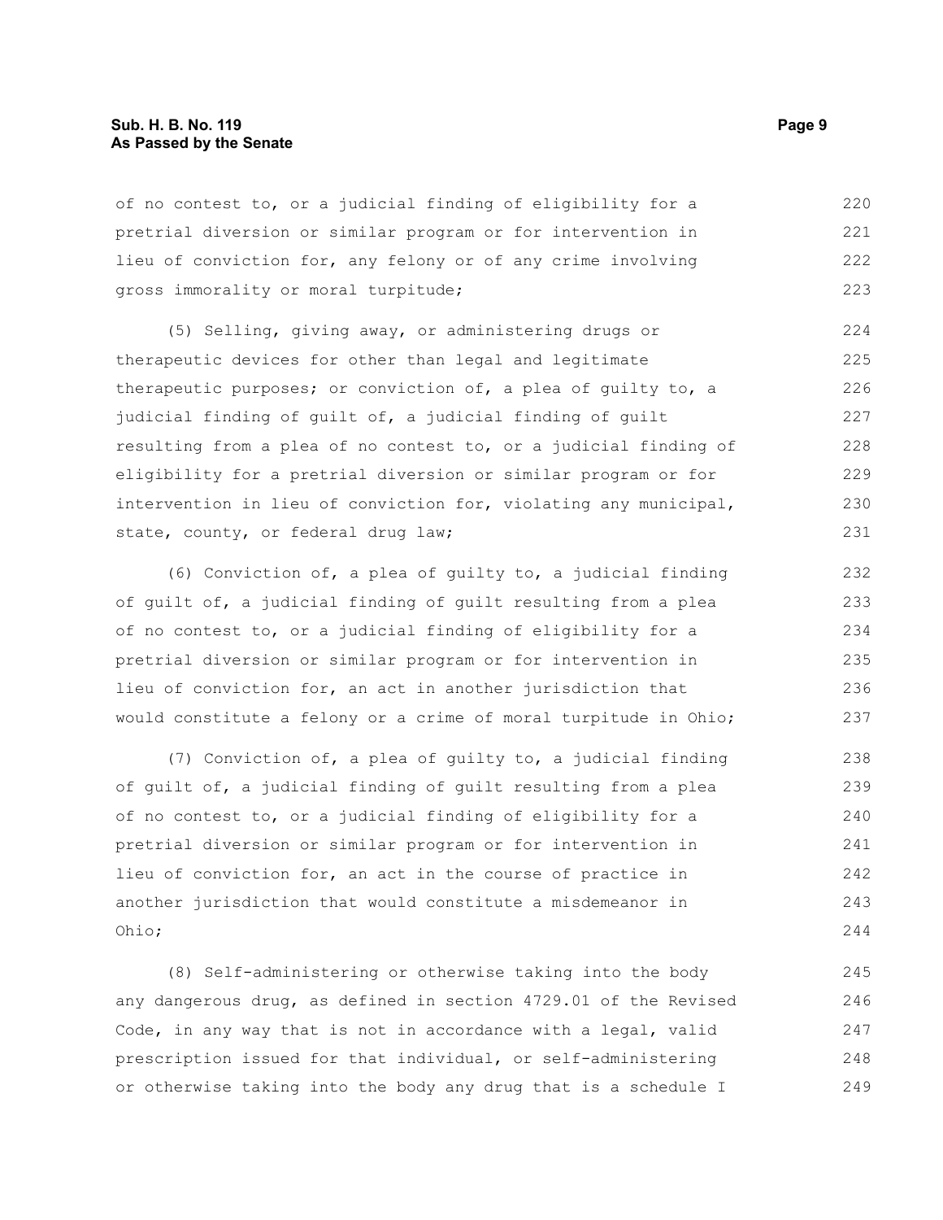of no contest to, or a judicial finding of eligibility for a pretrial diversion or similar program or for intervention in lieu of conviction for, any felony or of any crime involving gross immorality or moral turpitude;

(5) Selling, giving away, or administering drugs or therapeutic devices for other than legal and legitimate therapeutic purposes; or conviction of, a plea of guilty to, a judicial finding of guilt of, a judicial finding of guilt resulting from a plea of no contest to, or a judicial finding of eligibility for a pretrial diversion or similar program or for intervention in lieu of conviction for, violating any municipal, state, county, or federal drug law;

(6) Conviction of, a plea of guilty to, a judicial finding of guilt of, a judicial finding of guilt resulting from a plea of no contest to, or a judicial finding of eligibility for a pretrial diversion or similar program or for intervention in lieu of conviction for, an act in another jurisdiction that would constitute a felony or a crime of moral turpitude in Ohio;

(7) Conviction of, a plea of guilty to, a judicial finding of guilt of, a judicial finding of guilt resulting from a plea of no contest to, or a judicial finding of eligibility for a pretrial diversion or similar program or for intervention in lieu of conviction for, an act in the course of practice in another jurisdiction that would constitute a misdemeanor in Ohio;

(8) Self-administering or otherwise taking into the body any dangerous drug, as defined in section 4729.01 of the Revised Code, in any way that is not in accordance with a legal, valid prescription issued for that individual, or self-administering or otherwise taking into the body any drug that is a schedule I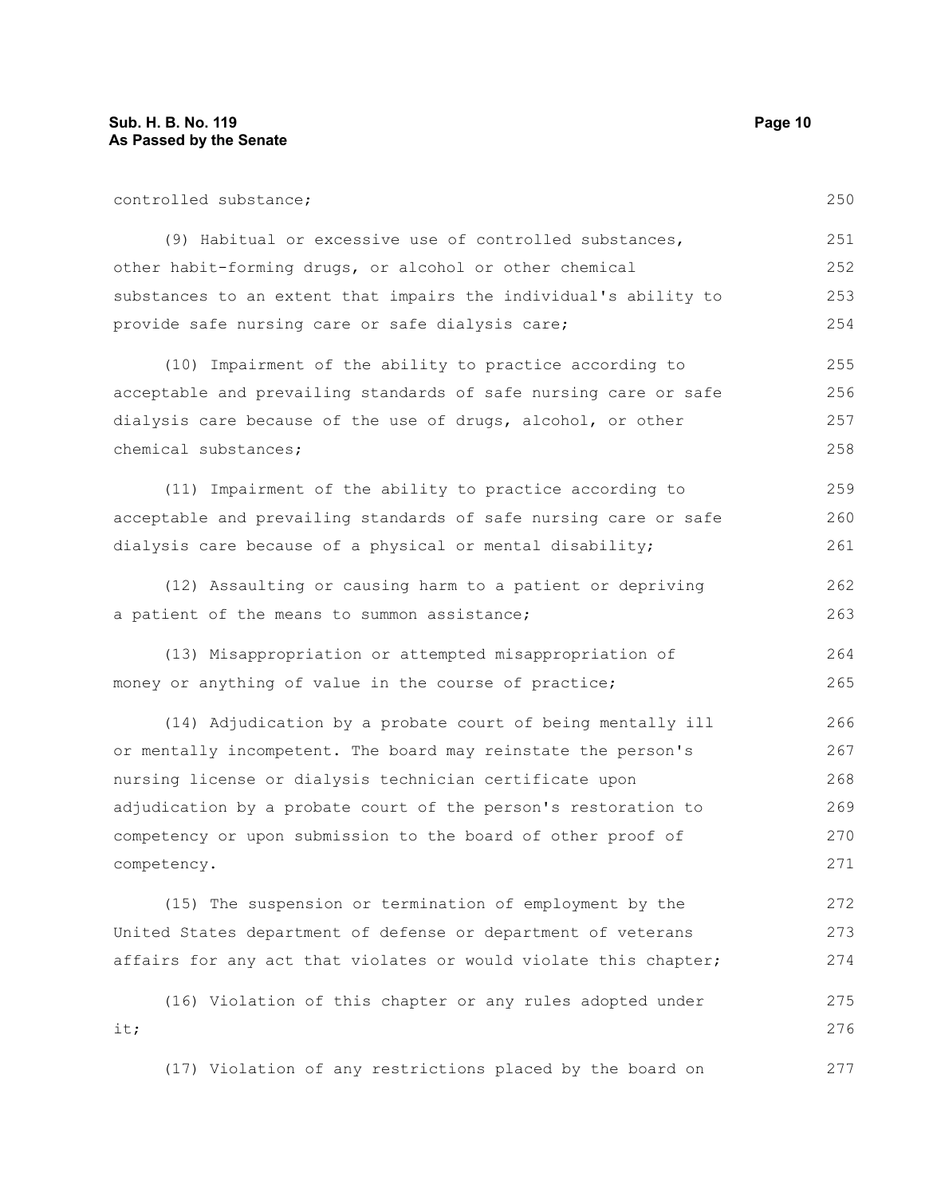controlled substance;

(9) Habitual or excessive use of controlled substances, other habit-forming drugs, or alcohol or other chemical substances to an extent that impairs the individual's ability to provide safe nursing care or safe dialysis care;

(10) Impairment of the ability to practice according to acceptable and prevailing standards of safe nursing care or safe dialysis care because of the use of drugs, alcohol, or other chemical substances;

(11) Impairment of the ability to practice according to acceptable and prevailing standards of safe nursing care or safe dialysis care because of a physical or mental disability;

(12) Assaulting or causing harm to a patient or depriving a patient of the means to summon assistance;

(13) Misappropriation or attempted misappropriation of money or anything of value in the course of practice;

(14) Adjudication by a probate court of being mentally ill or mentally incompetent. The board may reinstate the person's nursing license or dialysis technician certificate upon adjudication by a probate court of the person's restoration to competency or upon submission to the board of other proof of competency.

(15) The suspension or termination of employment by the United States department of defense or department of veterans affairs for any act that violates or would violate this chapter;

(16) Violation of this chapter or any rules adopted under it;

(17) Violation of any restrictions placed by the board on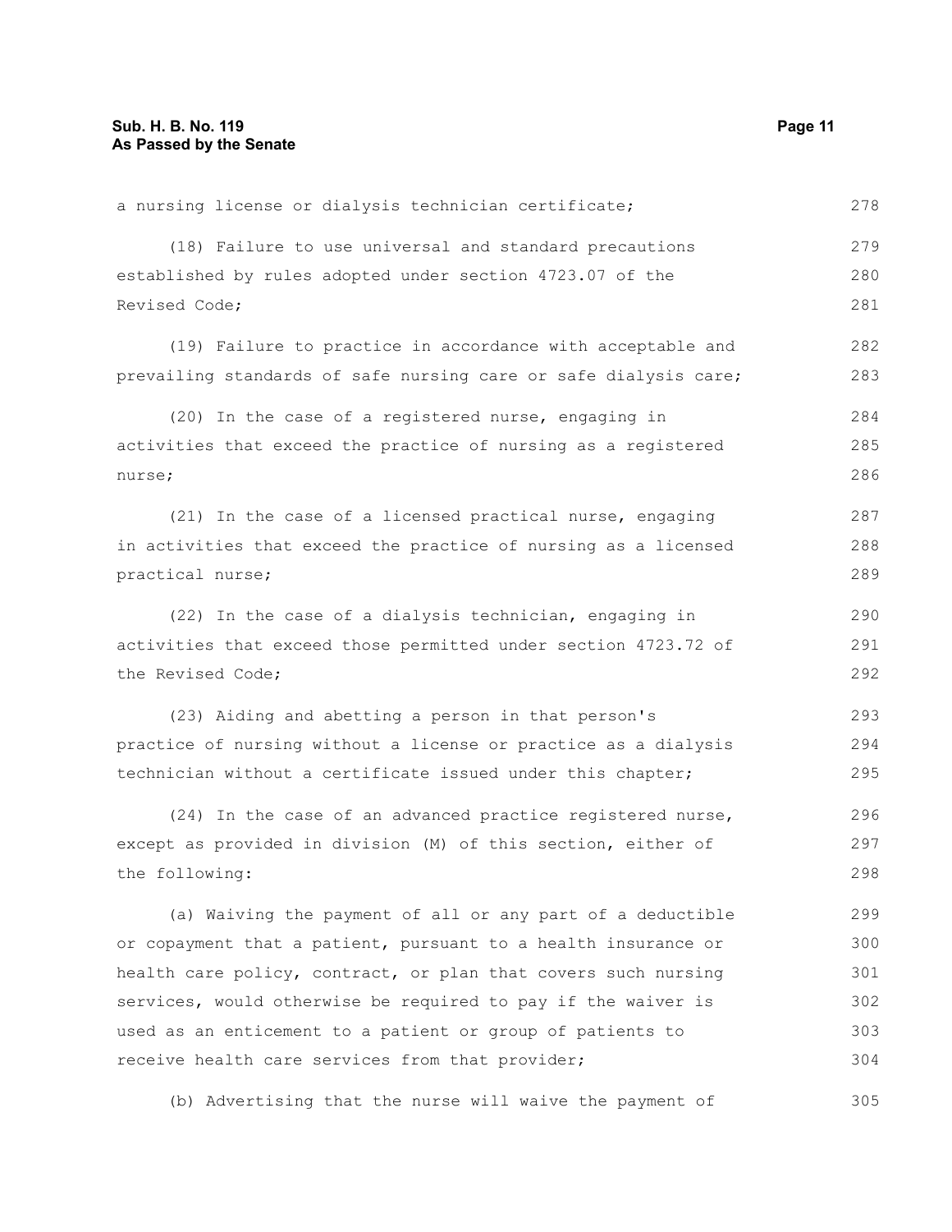a nursing license or dialysis technician certificate;

(18) Failure to use universal and standard precautions established by rules adopted under section 4723.07 of the Revised Code;

(19) Failure to practice in accordance with acceptable and prevailing standards of safe nursing care or safe dialysis care;

(20) In the case of a registered nurse, engaging in activities that exceed the practice of nursing as a registered nurse;

(21) In the case of a licensed practical nurse, engaging in activities that exceed the practice of nursing as a licensed practical nurse;

(22) In the case of a dialysis technician, engaging in activities that exceed those permitted under section 4723.72 of the Revised Code;

(23) Aiding and abetting a person in that person's practice of nursing without a license or practice as a dialysis technician without a certificate issued under this chapter;

(24) In the case of an advanced practice registered nurse, except as provided in division (M) of this section, either of the following:

(a) Waiving the payment of all or any part of a deductible or copayment that a patient, pursuant to a health insurance or health care policy, contract, or plan that covers such nursing services, would otherwise be required to pay if the waiver is used as an enticement to a patient or group of patients to receive health care services from that provider;

(b) Advertising that the nurse will waive the payment of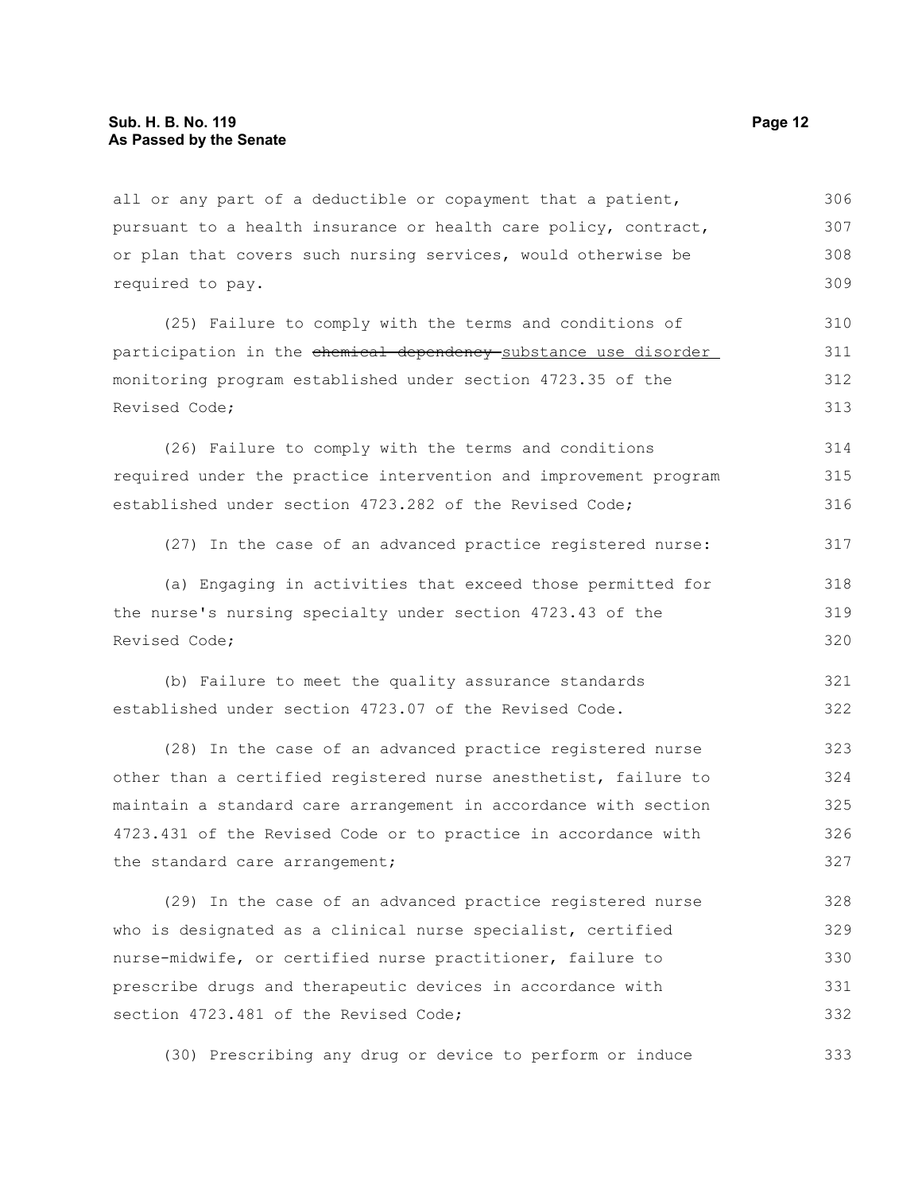all or any part of a deductible or copayment that a patient, pursuant to a health insurance or health care policy, contract, or plan that covers such nursing services, would otherwise be required to pay.

(25) Failure to comply with the terms and conditions of participation in the ~~chemical dependency~~ substance use disorder monitoring program established under section 4723.35 of the Revised Code;

(26) Failure to comply with the terms and conditions required under the practice intervention and improvement program established under section 4723.282 of the Revised Code;

(27) In the case of an advanced practice registered nurse:

(a) Engaging in activities that exceed those permitted for the nurse's nursing specialty under section 4723.43 of the Revised Code;

(b) Failure to meet the quality assurance standards established under section 4723.07 of the Revised Code.

(28) In the case of an advanced practice registered nurse other than a certified registered nurse anesthetist, failure to maintain a standard care arrangement in accordance with section 4723.431 of the Revised Code or to practice in accordance with the standard care arrangement;

(29) In the case of an advanced practice registered nurse who is designated as a clinical nurse specialist, certified nurse-midwife, or certified nurse practitioner, failure to prescribe drugs and therapeutic devices in accordance with section 4723.481 of the Revised Code;

(30) Prescribing any drug or device to perform or induce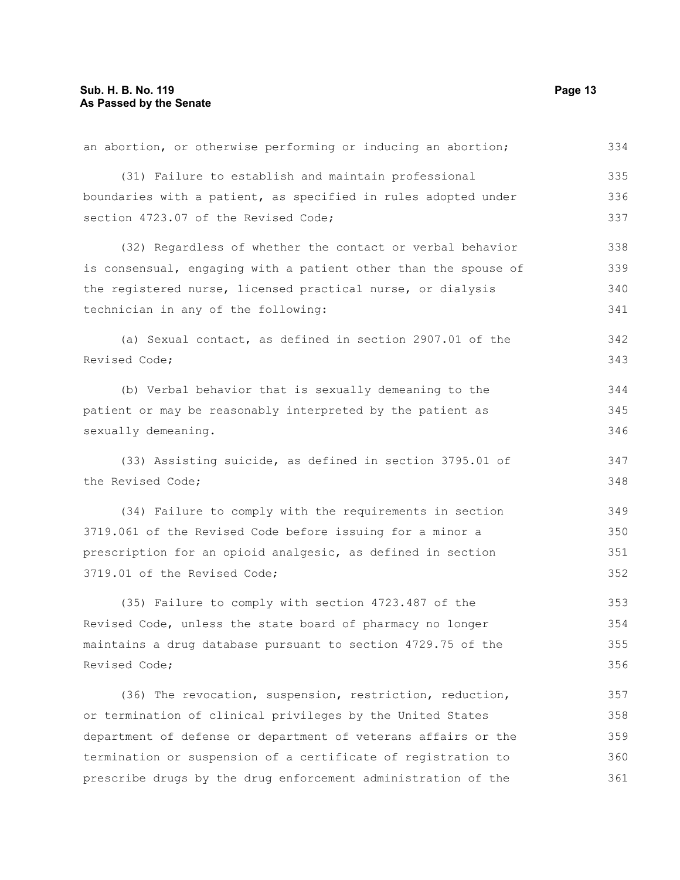an abortion, or otherwise performing or inducing an abortion;

(31) Failure to establish and maintain professional boundaries with a patient, as specified in rules adopted under section 4723.07 of the Revised Code;

(32) Regardless of whether the contact or verbal behavior is consensual, engaging with a patient other than the spouse of the registered nurse, licensed practical nurse, or dialysis technician in any of the following:

(a) Sexual contact, as defined in section 2907.01 of the Revised Code;

(b) Verbal behavior that is sexually demeaning to the patient or may be reasonably interpreted by the patient as sexually demeaning.

(33) Assisting suicide, as defined in section 3795.01 of the Revised Code;

(34) Failure to comply with the requirements in section 3719.061 of the Revised Code before issuing for a minor a prescription for an opioid analgesic, as defined in section 3719.01 of the Revised Code;

(35) Failure to comply with section 4723.487 of the Revised Code, unless the state board of pharmacy no longer maintains a drug database pursuant to section 4729.75 of the Revised Code;

(36) The revocation, suspension, restriction, reduction, or termination of clinical privileges by the United States department of defense or department of veterans affairs or the termination or suspension of a certificate of registration to prescribe drugs by the drug enforcement administration of the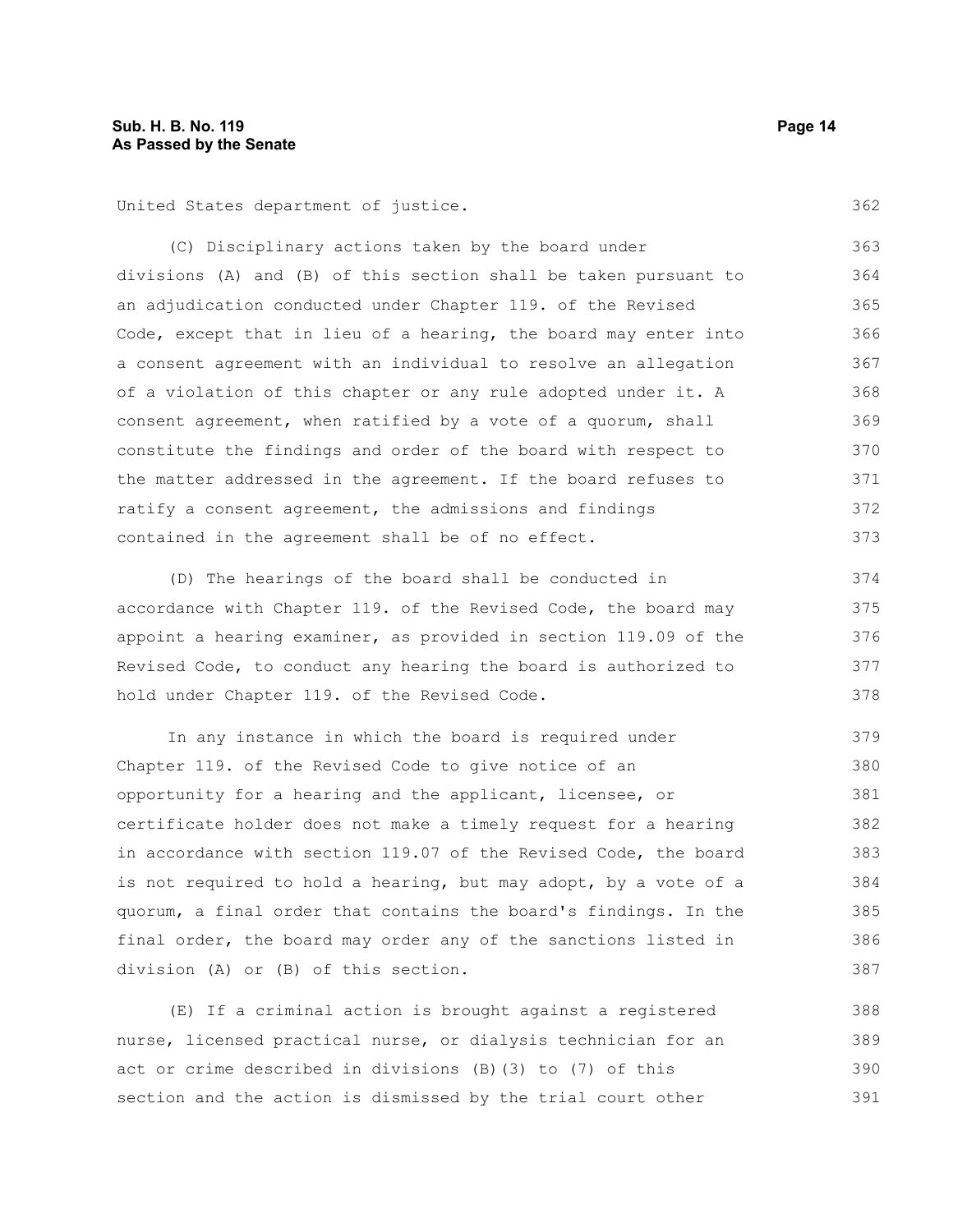United States department of justice.

(C) Disciplinary actions taken by the board under divisions (A) and (B) of this section shall be taken pursuant to an adjudication conducted under Chapter 119. of the Revised Code, except that in lieu of a hearing, the board may enter into a consent agreement with an individual to resolve an allegation of a violation of this chapter or any rule adopted under it. A consent agreement, when ratified by a vote of a quorum, shall constitute the findings and order of the board with respect to the matter addressed in the agreement. If the board refuses to ratify a consent agreement, the admissions and findings contained in the agreement shall be of no effect.

(D) The hearings of the board shall be conducted in accordance with Chapter 119. of the Revised Code, the board may appoint a hearing examiner, as provided in section 119.09 of the Revised Code, to conduct any hearing the board is authorized to hold under Chapter 119. of the Revised Code.

In any instance in which the board is required under Chapter 119. of the Revised Code to give notice of an opportunity for a hearing and the applicant, licensee, or certificate holder does not make a timely request for a hearing in accordance with section 119.07 of the Revised Code, the board is not required to hold a hearing, but may adopt, by a vote of a quorum, a final order that contains the board's findings. In the final order, the board may order any of the sanctions listed in division (A) or (B) of this section.

(E) If a criminal action is brought against a registered nurse, licensed practical nurse, or dialysis technician for an act or crime described in divisions (B)(3) to (7) of this section and the action is dismissed by the trial court other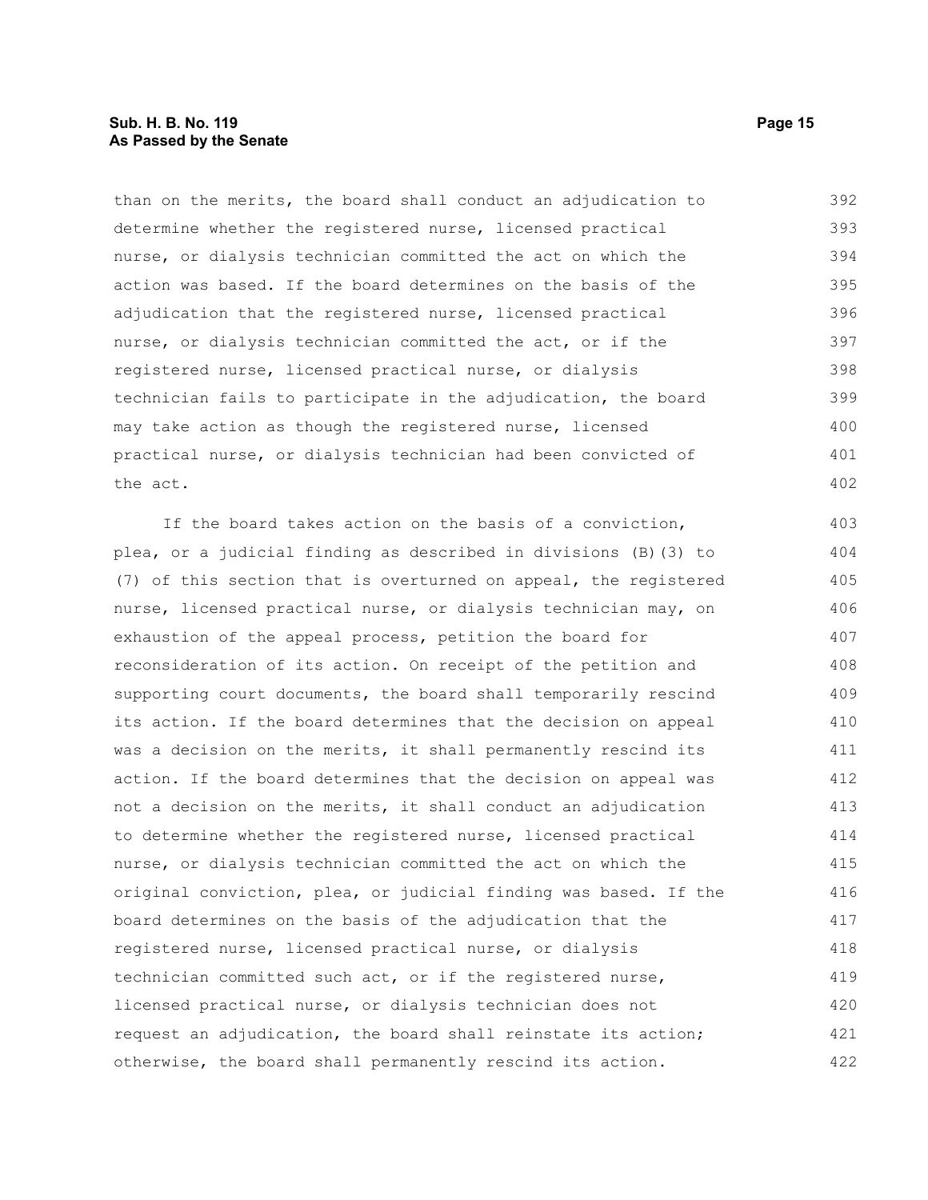than on the merits, the board shall conduct an adjudication to determine whether the registered nurse, licensed practical nurse, or dialysis technician committed the act on which the action was based. If the board determines on the basis of the adjudication that the registered nurse, licensed practical nurse, or dialysis technician committed the act, or if the registered nurse, licensed practical nurse, or dialysis technician fails to participate in the adjudication, the board may take action as though the registered nurse, licensed practical nurse, or dialysis technician had been convicted of the act.

If the board takes action on the basis of a conviction, plea, or a judicial finding as described in divisions (B)(3) to (7) of this section that is overturned on appeal, the registered nurse, licensed practical nurse, or dialysis technician may, on exhaustion of the appeal process, petition the board for reconsideration of its action. On receipt of the petition and supporting court documents, the board shall temporarily rescind its action. If the board determines that the decision on appeal was a decision on the merits, it shall permanently rescind its action. If the board determines that the decision on appeal was not a decision on the merits, it shall conduct an adjudication to determine whether the registered nurse, licensed practical nurse, or dialysis technician committed the act on which the original conviction, plea, or judicial finding was based. If the board determines on the basis of the adjudication that the registered nurse, licensed practical nurse, or dialysis technician committed such act, or if the registered nurse, licensed practical nurse, or dialysis technician does not request an adjudication, the board shall reinstate its action; otherwise, the board shall permanently rescind its action.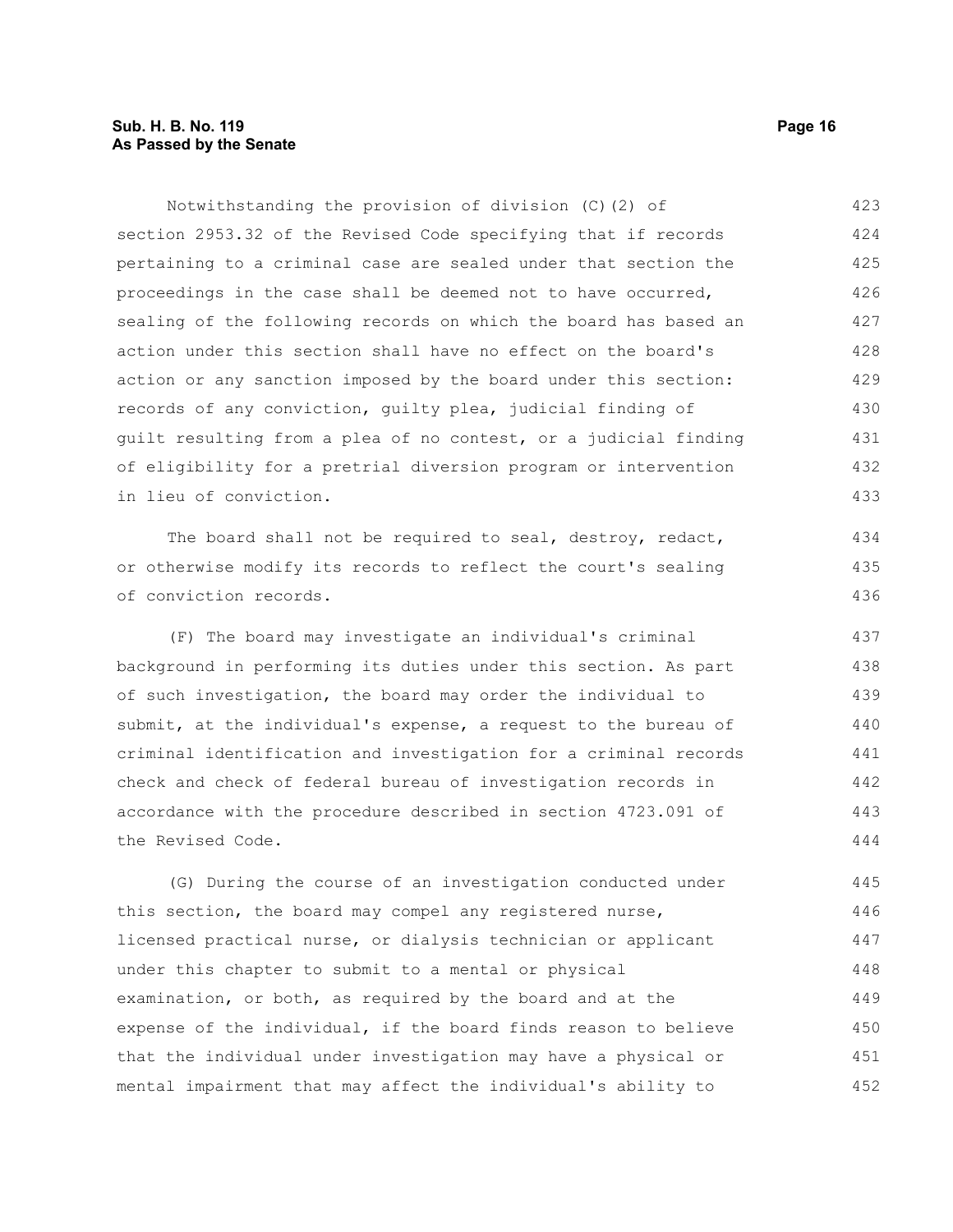Notwithstanding the provision of division (C)(2) of section 2953.32 of the Revised Code specifying that if records pertaining to a criminal case are sealed under that section the proceedings in the case shall be deemed not to have occurred, sealing of the following records on which the board has based an action under this section shall have no effect on the board's action or any sanction imposed by the board under this section: records of any conviction, guilty plea, judicial finding of guilt resulting from a plea of no contest, or a judicial finding of eligibility for a pretrial diversion program or intervention in lieu of conviction.

The board shall not be required to seal, destroy, redact, or otherwise modify its records to reflect the court's sealing of conviction records.

(F) The board may investigate an individual's criminal background in performing its duties under this section. As part of such investigation, the board may order the individual to submit, at the individual's expense, a request to the bureau of criminal identification and investigation for a criminal records check and check of federal bureau of investigation records in accordance with the procedure described in section 4723.091 of the Revised Code.

(G) During the course of an investigation conducted under this section, the board may compel any registered nurse, licensed practical nurse, or dialysis technician or applicant under this chapter to submit to a mental or physical examination, or both, as required by the board and at the expense of the individual, if the board finds reason to believe that the individual under investigation may have a physical or mental impairment that may affect the individual's ability to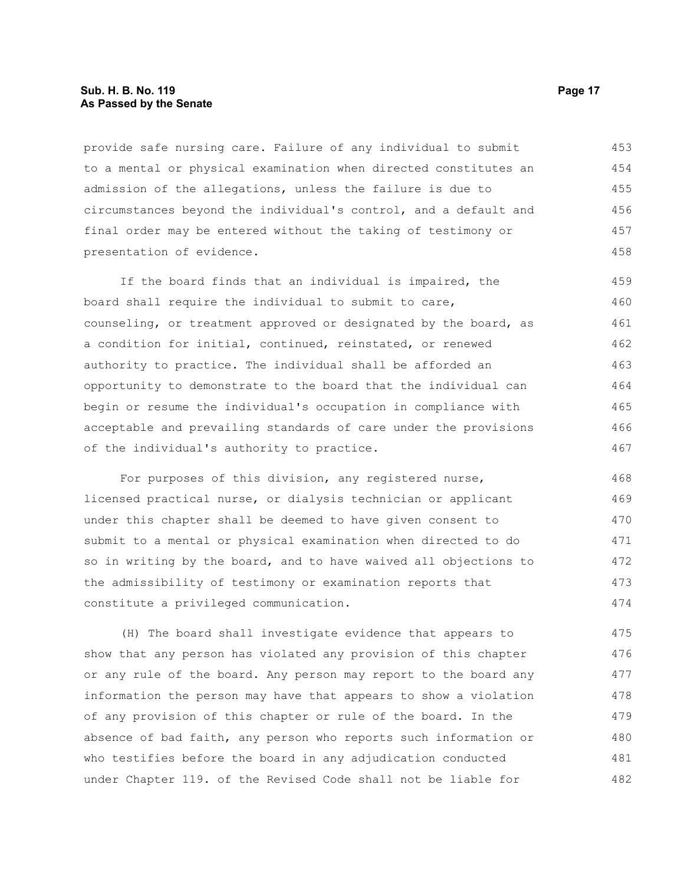provide safe nursing care. Failure of any individual to submit to a mental or physical examination when directed constitutes an admission of the allegations, unless the failure is due to circumstances beyond the individual's control, and a default and final order may be entered without the taking of testimony or presentation of evidence.

If the board finds that an individual is impaired, the board shall require the individual to submit to care, counseling, or treatment approved or designated by the board, as a condition for initial, continued, reinstated, or renewed authority to practice. The individual shall be afforded an opportunity to demonstrate to the board that the individual can begin or resume the individual's occupation in compliance with acceptable and prevailing standards of care under the provisions of the individual's authority to practice.

For purposes of this division, any registered nurse, licensed practical nurse, or dialysis technician or applicant under this chapter shall be deemed to have given consent to submit to a mental or physical examination when directed to do so in writing by the board, and to have waived all objections to the admissibility of testimony or examination reports that constitute a privileged communication.

(H) The board shall investigate evidence that appears to show that any person has violated any provision of this chapter or any rule of the board. Any person may report to the board any information the person may have that appears to show a violation of any provision of this chapter or rule of the board. In the absence of bad faith, any person who reports such information or who testifies before the board in any adjudication conducted under Chapter 119. of the Revised Code shall not be liable for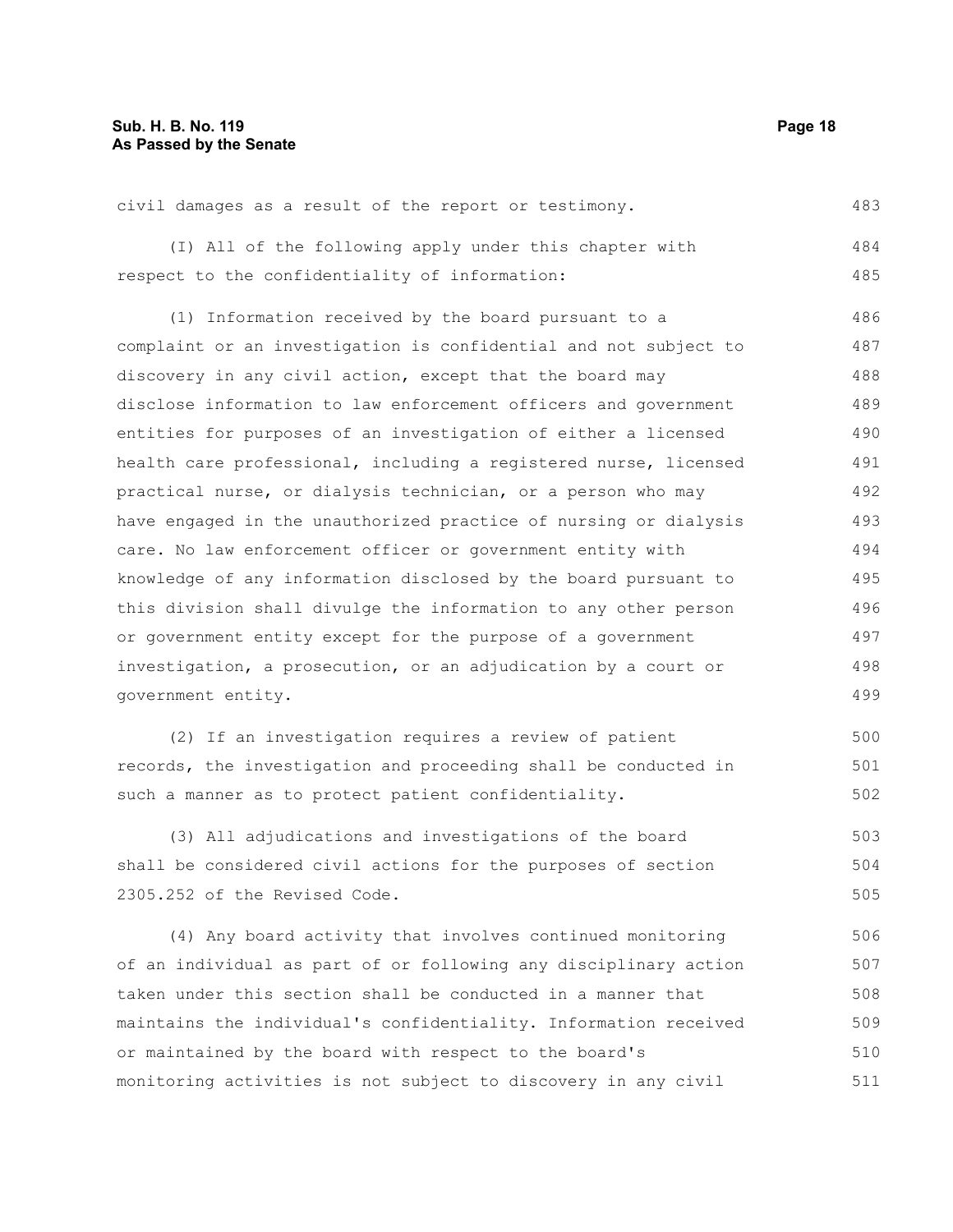civil damages as a result of the report or testimony.

(I) All of the following apply under this chapter with respect to the confidentiality of information:

(1) Information received by the board pursuant to a complaint or an investigation is confidential and not subject to discovery in any civil action, except that the board may disclose information to law enforcement officers and government entities for purposes of an investigation of either a licensed health care professional, including a registered nurse, licensed practical nurse, or dialysis technician, or a person who may have engaged in the unauthorized practice of nursing or dialysis care. No law enforcement officer or government entity with knowledge of any information disclosed by the board pursuant to this division shall divulge the information to any other person or government entity except for the purpose of a government investigation, a prosecution, or an adjudication by a court or government entity.

(2) If an investigation requires a review of patient records, the investigation and proceeding shall be conducted in such a manner as to protect patient confidentiality.

(3) All adjudications and investigations of the board shall be considered civil actions for the purposes of section 2305.252 of the Revised Code.

(4) Any board activity that involves continued monitoring of an individual as part of or following any disciplinary action taken under this section shall be conducted in a manner that maintains the individual's confidentiality. Information received or maintained by the board with respect to the board's monitoring activities is not subject to discovery in any civil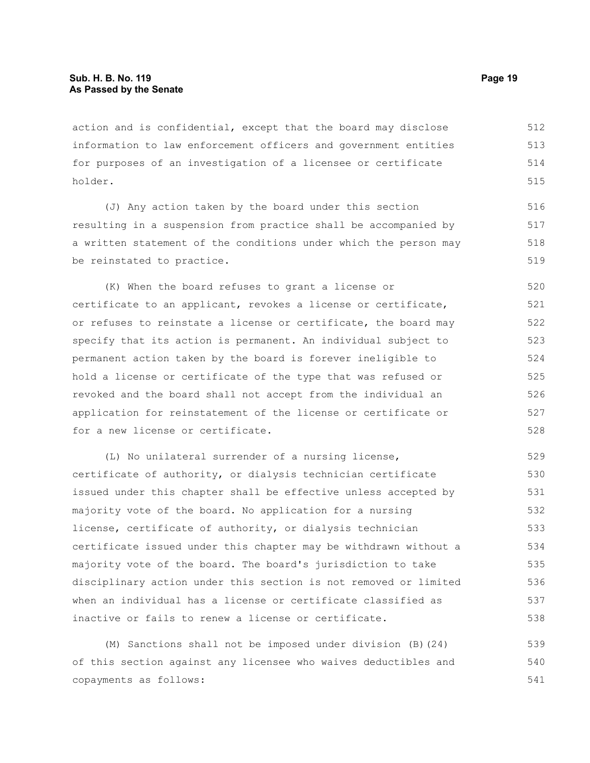action and is confidential, except that the board may disclose information to law enforcement officers and government entities for purposes of an investigation of a licensee or certificate holder.

(J) Any action taken by the board under this section resulting in a suspension from practice shall be accompanied by a written statement of the conditions under which the person may be reinstated to practice.

(K) When the board refuses to grant a license or certificate to an applicant, revokes a license or certificate, or refuses to reinstate a license or certificate, the board may specify that its action is permanent. An individual subject to permanent action taken by the board is forever ineligible to hold a license or certificate of the type that was refused or revoked and the board shall not accept from the individual an application for reinstatement of the license or certificate or for a new license or certificate.

(L) No unilateral surrender of a nursing license, certificate of authority, or dialysis technician certificate issued under this chapter shall be effective unless accepted by majority vote of the board. No application for a nursing license, certificate of authority, or dialysis technician certificate issued under this chapter may be withdrawn without a majority vote of the board. The board's jurisdiction to take disciplinary action under this section is not removed or limited when an individual has a license or certificate classified as inactive or fails to renew a license or certificate.

(M) Sanctions shall not be imposed under division (B)(24) of this section against any licensee who waives deductibles and copayments as follows: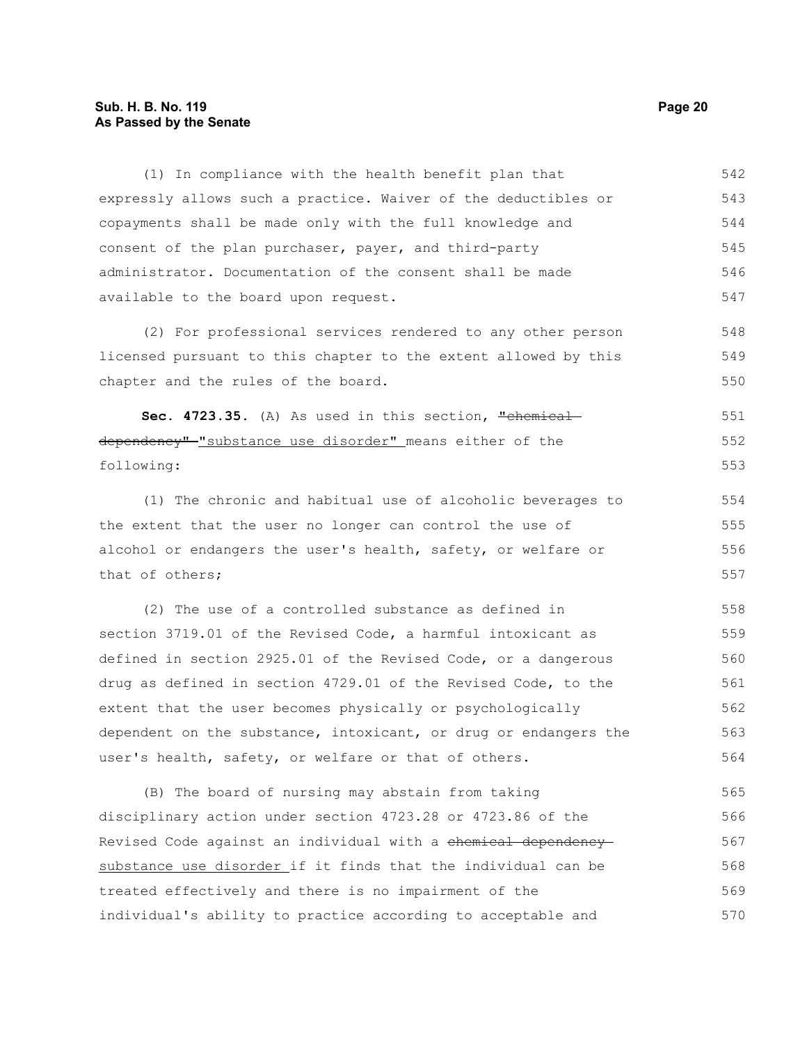(1) In compliance with the health benefit plan that expressly allows such a practice. Waiver of the deductibles or copayments shall be made only with the full knowledge and consent of the plan purchaser, payer, and third-party administrator. Documentation of the consent shall be made available to the board upon request.

(2) For professional services rendered to any other person licensed pursuant to this chapter to the extent allowed by this chapter and the rules of the board.

**Sec. 4723.35.** (A) As used in this section, ~~"chemical dependency"~~ "substance use disorder" means either of the following:

(1) The chronic and habitual use of alcoholic beverages to the extent that the user no longer can control the use of alcohol or endangers the user's health, safety, or welfare or that of others;

(2) The use of a controlled substance as defined in section 3719.01 of the Revised Code, a harmful intoxicant as defined in section 2925.01 of the Revised Code, or a dangerous drug as defined in section 4729.01 of the Revised Code, to the extent that the user becomes physically or psychologically dependent on the substance, intoxicant, or drug or endangers the user's health, safety, or welfare or that of others.

(B) The board of nursing may abstain from taking disciplinary action under section 4723.28 or 4723.86 of the Revised Code against an individual with a ~~chemical dependency~~ substance use disorder if it finds that the individual can be treated effectively and there is no impairment of the individual's ability to practice according to acceptable and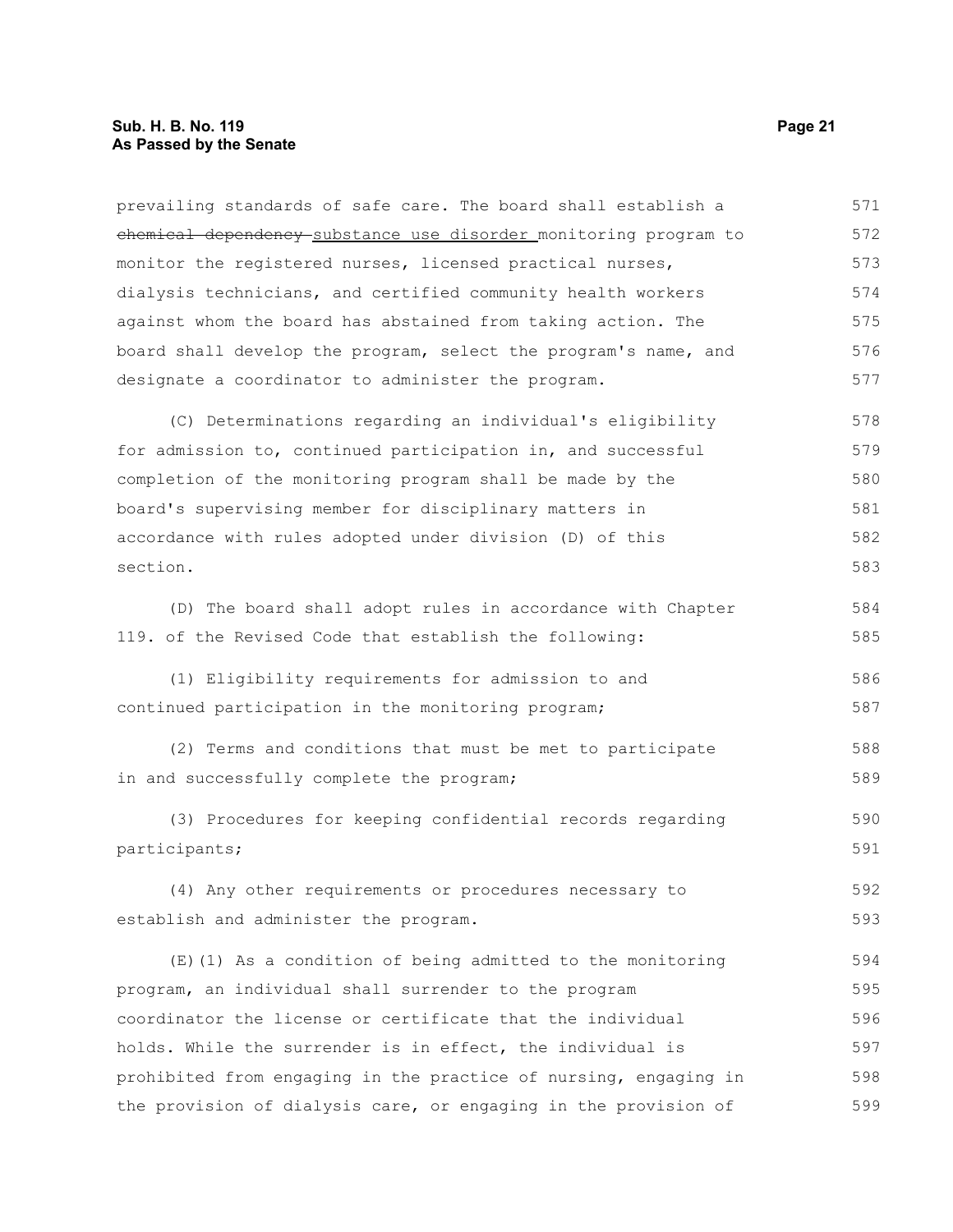prevailing standards of safe care. The board shall establish a ~~chemical dependency~~ substance use disorder monitoring program to monitor the registered nurses, licensed practical nurses, dialysis technicians, and certified community health workers against whom the board has abstained from taking action. The board shall develop the program, select the program's name, and designate a coordinator to administer the program.

(C) Determinations regarding an individual's eligibility for admission to, continued participation in, and successful completion of the monitoring program shall be made by the board's supervising member for disciplinary matters in accordance with rules adopted under division (D) of this section.

(D) The board shall adopt rules in accordance with Chapter 119. of the Revised Code that establish the following:

(1) Eligibility requirements for admission to and continued participation in the monitoring program;

(2) Terms and conditions that must be met to participate in and successfully complete the program;

(3) Procedures for keeping confidential records regarding participants;

(4) Any other requirements or procedures necessary to establish and administer the program.

(E)(1) As a condition of being admitted to the monitoring program, an individual shall surrender to the program coordinator the license or certificate that the individual holds. While the surrender is in effect, the individual is prohibited from engaging in the practice of nursing, engaging in the provision of dialysis care, or engaging in the provision of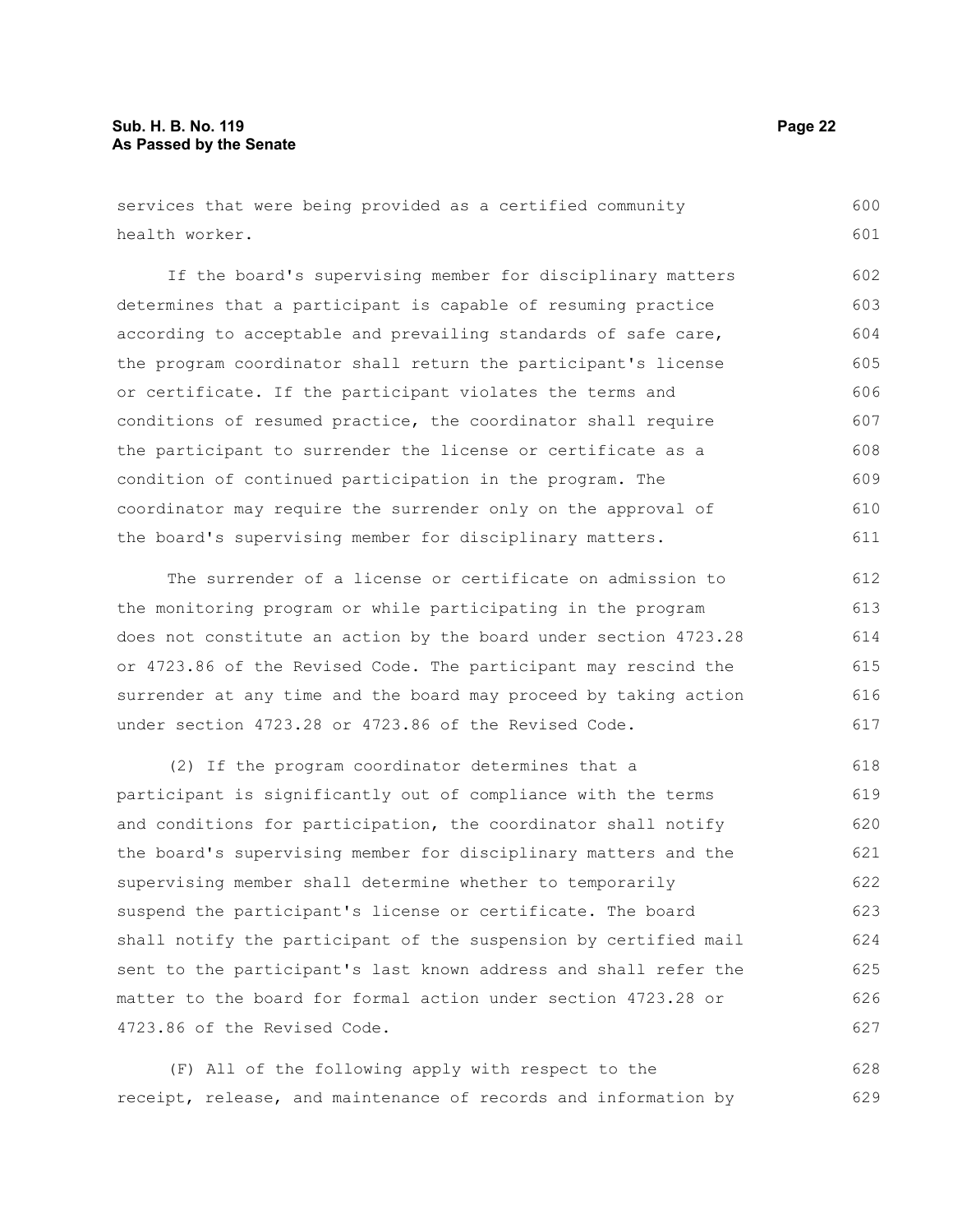services that were being provided as a certified community health worker.

If the board's supervising member for disciplinary matters determines that a participant is capable of resuming practice according to acceptable and prevailing standards of safe care, the program coordinator shall return the participant's license or certificate. If the participant violates the terms and conditions of resumed practice, the coordinator shall require the participant to surrender the license or certificate as a condition of continued participation in the program. The coordinator may require the surrender only on the approval of the board's supervising member for disciplinary matters.

The surrender of a license or certificate on admission to the monitoring program or while participating in the program does not constitute an action by the board under section 4723.28 or 4723.86 of the Revised Code. The participant may rescind the surrender at any time and the board may proceed by taking action under section 4723.28 or 4723.86 of the Revised Code.

(2) If the program coordinator determines that a participant is significantly out of compliance with the terms and conditions for participation, the coordinator shall notify the board's supervising member for disciplinary matters and the supervising member shall determine whether to temporarily suspend the participant's license or certificate. The board shall notify the participant of the suspension by certified mail sent to the participant's last known address and shall refer the matter to the board for formal action under section 4723.28 or 4723.86 of the Revised Code.

(F) All of the following apply with respect to the receipt, release, and maintenance of records and information by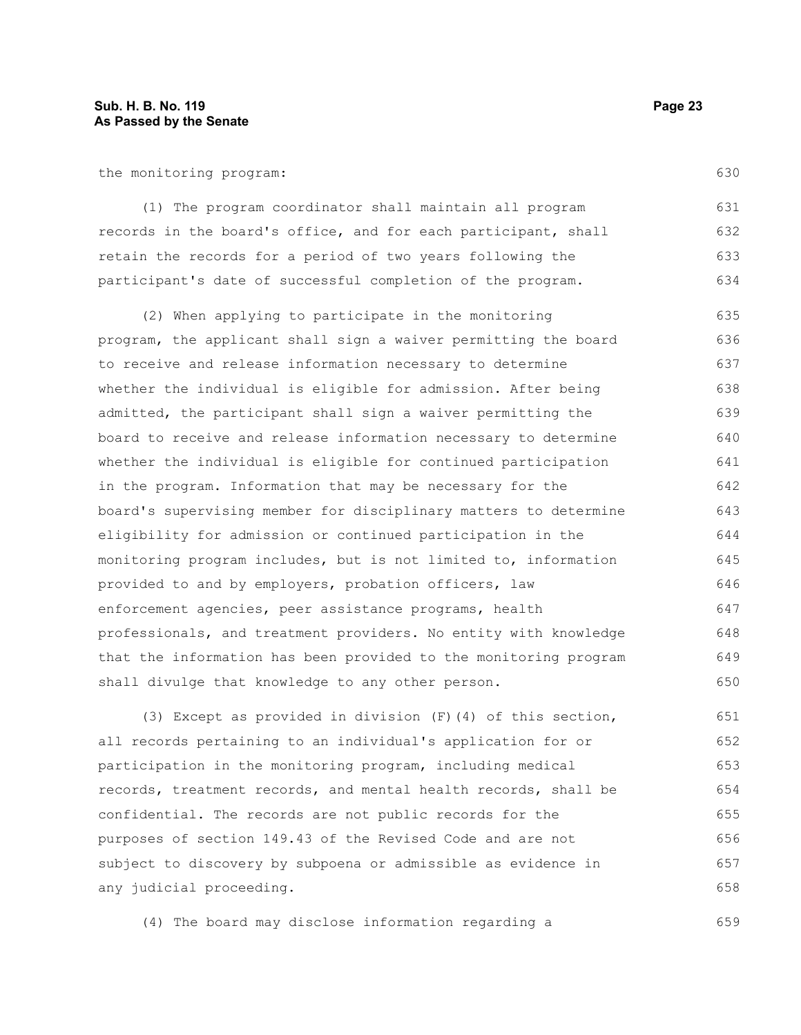the monitoring program:

(1) The program coordinator shall maintain all program records in the board's office, and for each participant, shall retain the records for a period of two years following the participant's date of successful completion of the program.

(2) When applying to participate in the monitoring program, the applicant shall sign a waiver permitting the board to receive and release information necessary to determine whether the individual is eligible for admission. After being admitted, the participant shall sign a waiver permitting the board to receive and release information necessary to determine whether the individual is eligible for continued participation in the program. Information that may be necessary for the board's supervising member for disciplinary matters to determine eligibility for admission or continued participation in the monitoring program includes, but is not limited to, information provided to and by employers, probation officers, law enforcement agencies, peer assistance programs, health professionals, and treatment providers. No entity with knowledge that the information has been provided to the monitoring program shall divulge that knowledge to any other person.

(3) Except as provided in division (F)(4) of this section, all records pertaining to an individual's application for or participation in the monitoring program, including medical records, treatment records, and mental health records, shall be confidential. The records are not public records for the purposes of section 149.43 of the Revised Code and are not subject to discovery by subpoena or admissible as evidence in any judicial proceeding.

(4) The board may disclose information regarding a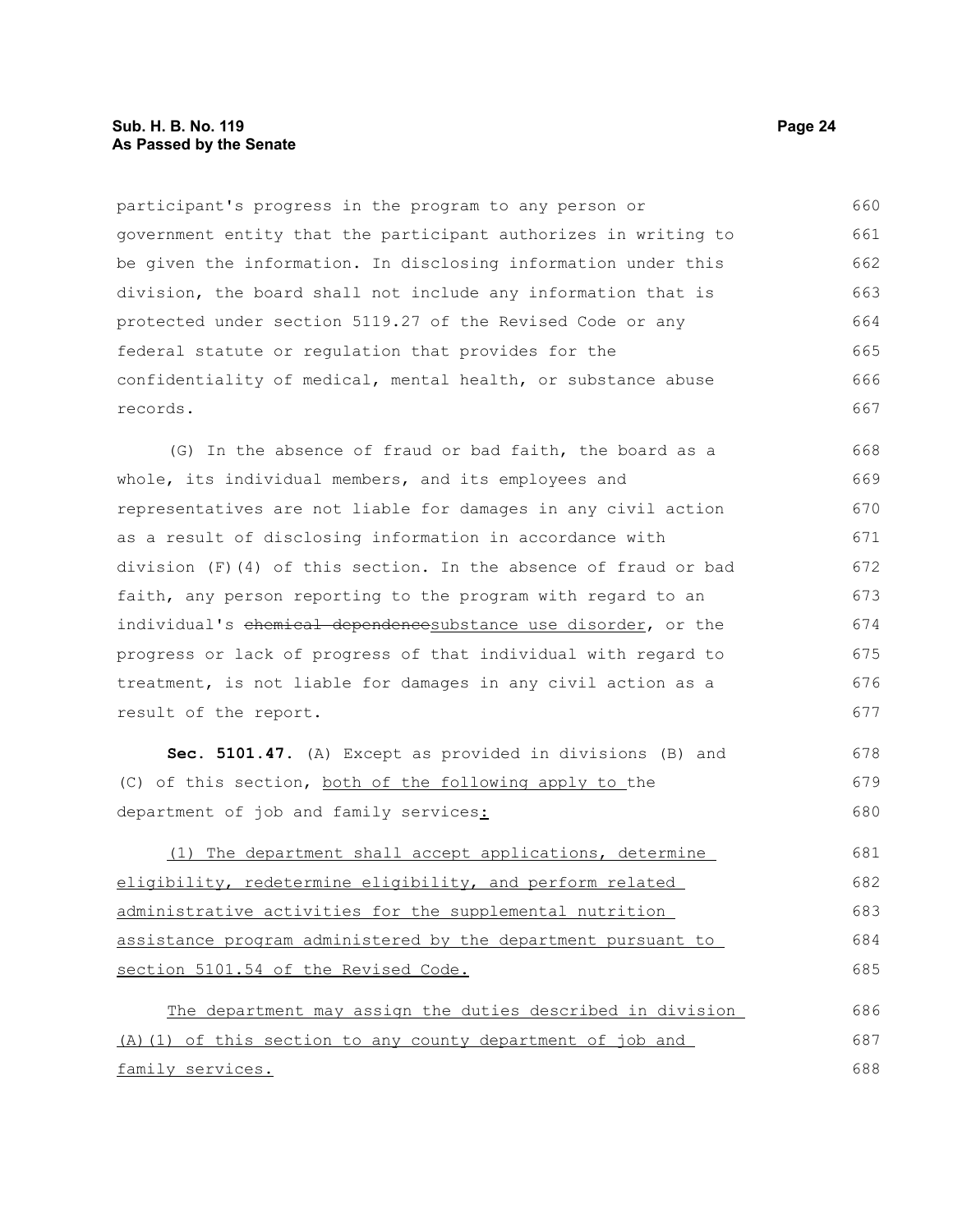participant's progress in the program to any person or government entity that the participant authorizes in writing to be given the information. In disclosing information under this division, the board shall not include any information that is protected under section 5119.27 of the Revised Code or any federal statute or regulation that provides for the confidentiality of medical, mental health, or substance abuse records.

(G) In the absence of fraud or bad faith, the board as a whole, its individual members, and its employees and representatives are not liable for damages in any civil action as a result of disclosing information in accordance with division (F)(4) of this section. In the absence of fraud or bad faith, any person reporting to the program with regard to an individual's ~~chemical dependence~~substance use disorder, or the progress or lack of progress of that individual with regard to treatment, is not liable for damages in any civil action as a result of the report.

**Sec. 5101.47.** (A) Except as provided in divisions (B) and (C) of this section, both of the following apply to the department of job and family services:

(1) The department shall accept applications, determine eligibility, redetermine eligibility, and perform related administrative activities for the supplemental nutrition assistance program administered by the department pursuant to section 5101.54 of the Revised Code.

The department may assign the duties described in division (A)(1) of this section to any county department of job and family services.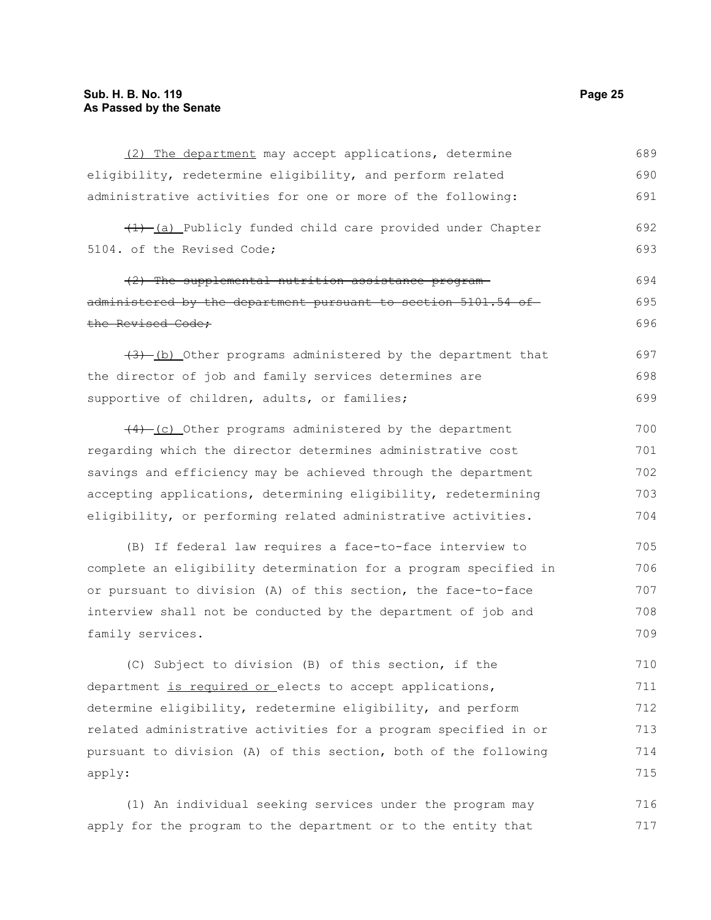(2) The department may accept applications, determine eligibility, redetermine eligibility, and perform related administrative activities for one or more of the following:

~~(1)~~ (a) Publicly funded child care provided under Chapter 5104. of the Revised Code;

~~(2) The supplemental nutrition assistance program administered by the department pursuant to section 5101.54 of the Revised Code;~~

~~(3)~~ (b) Other programs administered by the department that the director of job and family services determines are supportive of children, adults, or families;

~~(4)~~ (c) Other programs administered by the department regarding which the director determines administrative cost savings and efficiency may be achieved through the department accepting applications, determining eligibility, redetermining eligibility, or performing related administrative activities.

(B) If federal law requires a face-to-face interview to complete an eligibility determination for a program specified in or pursuant to division (A) of this section, the face-to-face interview shall not be conducted by the department of job and family services.

(C) Subject to division (B) of this section, if the department is required or elects to accept applications, determine eligibility, redetermine eligibility, and perform related administrative activities for a program specified in or pursuant to division (A) of this section, both of the following apply:

(1) An individual seeking services under the program may apply for the program to the department or to the entity that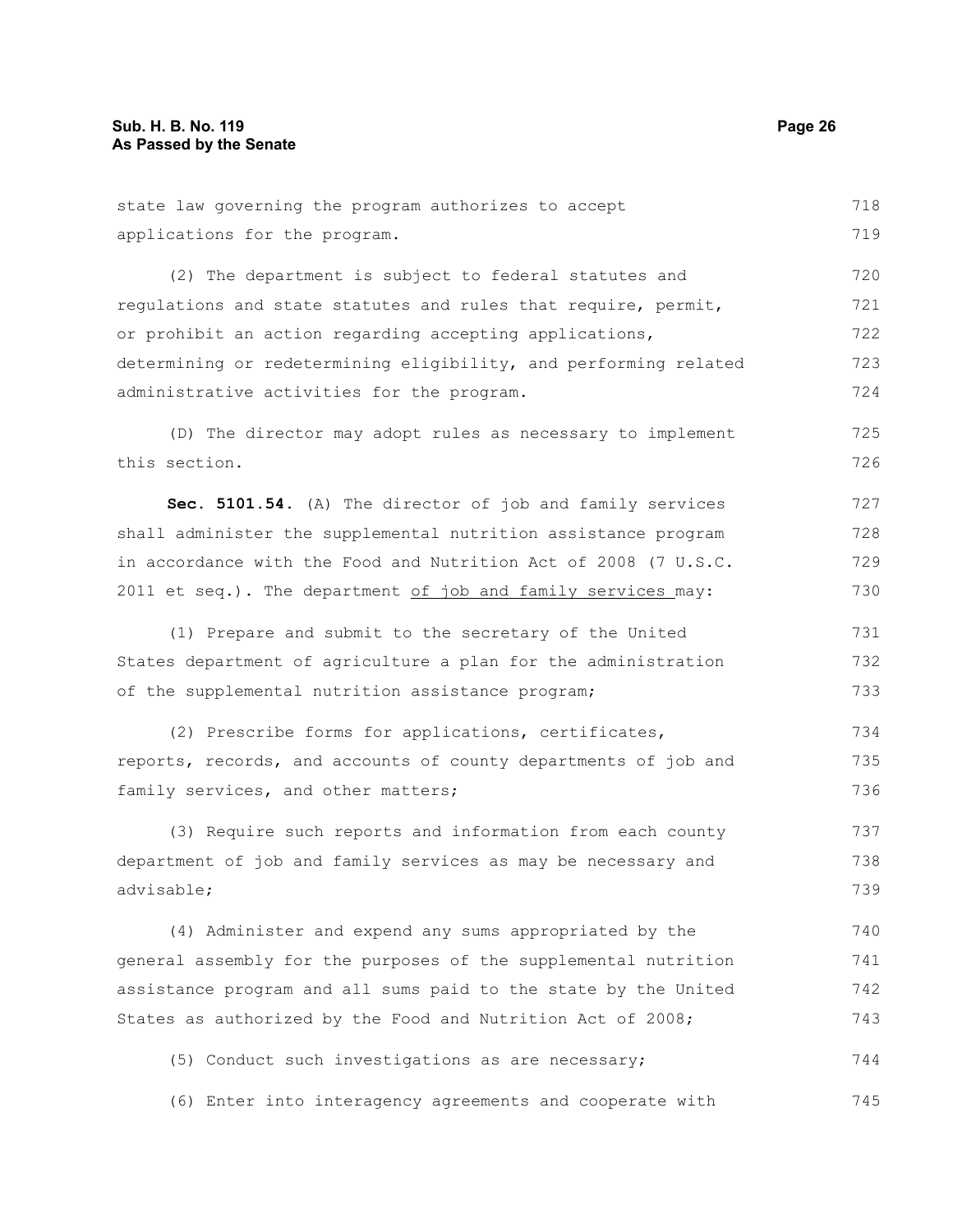state law governing the program authorizes to accept applications for the program.

(2) The department is subject to federal statutes and regulations and state statutes and rules that require, permit, or prohibit an action regarding accepting applications, determining or redetermining eligibility, and performing related administrative activities for the program.

(D) The director may adopt rules as necessary to implement this section.

**Sec. 5101.54.** (A) The director of job and family services shall administer the supplemental nutrition assistance program in accordance with the Food and Nutrition Act of 2008 (7 U.S.C. 2011 et seq.). The department <u>of job and family services</u> may:

(1) Prepare and submit to the secretary of the United States department of agriculture a plan for the administration of the supplemental nutrition assistance program;

(2) Prescribe forms for applications, certificates, reports, records, and accounts of county departments of job and family services, and other matters;

(3) Require such reports and information from each county department of job and family services as may be necessary and advisable;

(4) Administer and expend any sums appropriated by the general assembly for the purposes of the supplemental nutrition assistance program and all sums paid to the state by the United States as authorized by the Food and Nutrition Act of 2008;

(5) Conduct such investigations as are necessary;

(6) Enter into interagency agreements and cooperate with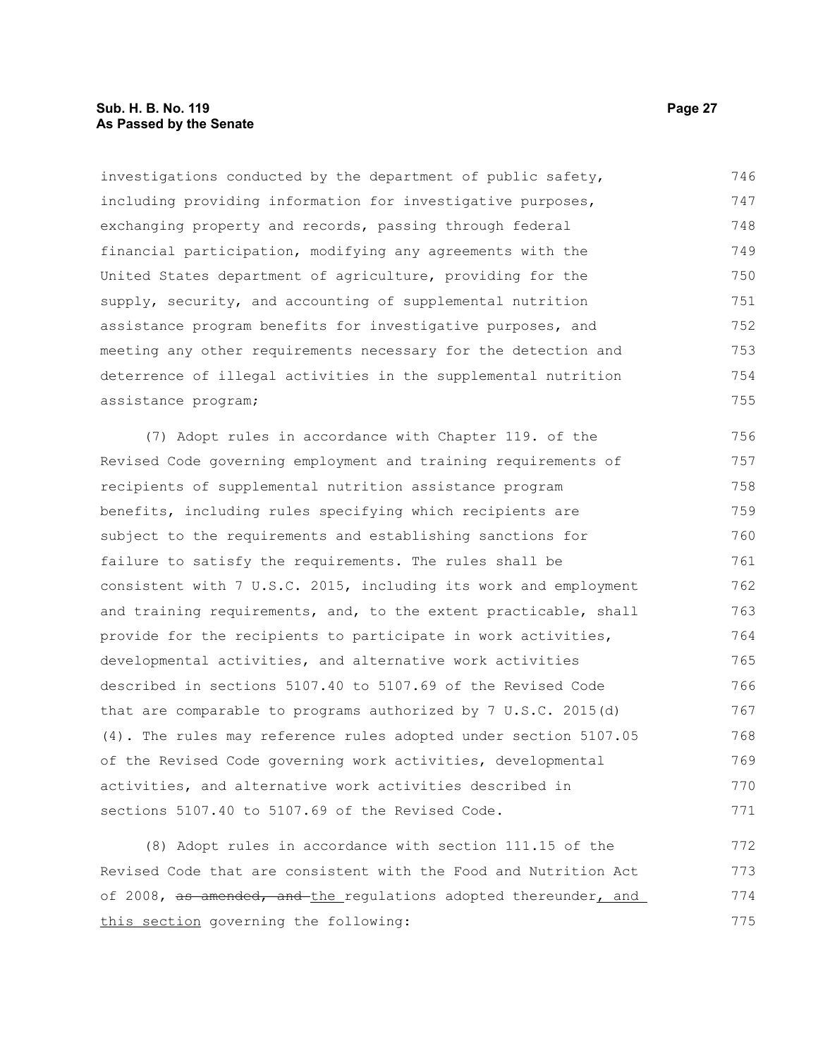investigations conducted by the department of public safety, including providing information for investigative purposes, exchanging property and records, passing through federal financial participation, modifying any agreements with the United States department of agriculture, providing for the supply, security, and accounting of supplemental nutrition assistance program benefits for investigative purposes, and meeting any other requirements necessary for the detection and deterrence of illegal activities in the supplemental nutrition assistance program;

(7) Adopt rules in accordance with Chapter 119. of the Revised Code governing employment and training requirements of recipients of supplemental nutrition assistance program benefits, including rules specifying which recipients are subject to the requirements and establishing sanctions for failure to satisfy the requirements. The rules shall be consistent with 7 U.S.C. 2015, including its work and employment and training requirements, and, to the extent practicable, shall provide for the recipients to participate in work activities, developmental activities, and alternative work activities described in sections 5107.40 to 5107.69 of the Revised Code that are comparable to programs authorized by 7 U.S.C. 2015(d)(4). The rules may reference rules adopted under section 5107.05 of the Revised Code governing work activities, developmental activities, and alternative work activities described in sections 5107.40 to 5107.69 of the Revised Code.

(8) Adopt rules in accordance with section 111.15 of the Revised Code that are consistent with the Food and Nutrition Act of 2008, ~~as amended, and~~ <u>the</u> regulations adopted thereunder<u>, and this section</u> governing the following: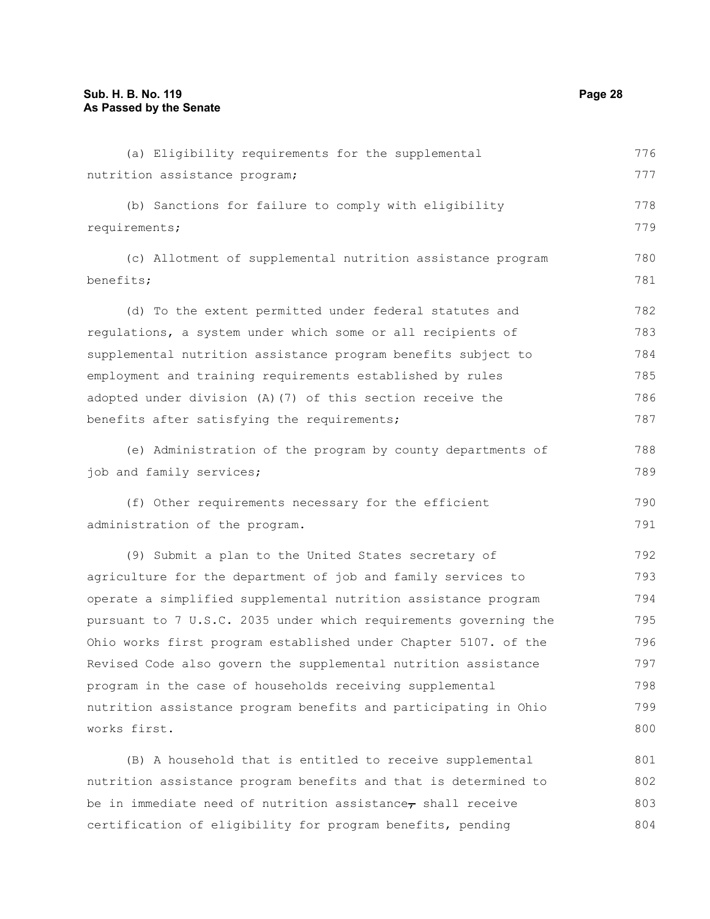(a) Eligibility requirements for the supplemental nutrition assistance program;

(b) Sanctions for failure to comply with eligibility requirements;

(c) Allotment of supplemental nutrition assistance program benefits;

(d) To the extent permitted under federal statutes and regulations, a system under which some or all recipients of supplemental nutrition assistance program benefits subject to employment and training requirements established by rules adopted under division (A)(7) of this section receive the benefits after satisfying the requirements;

(e) Administration of the program by county departments of job and family services;

(f) Other requirements necessary for the efficient administration of the program.

(9) Submit a plan to the United States secretary of agriculture for the department of job and family services to operate a simplified supplemental nutrition assistance program pursuant to 7 U.S.C. 2035 under which requirements governing the Ohio works first program established under Chapter 5107. of the Revised Code also govern the supplemental nutrition assistance program in the case of households receiving supplemental nutrition assistance program benefits and participating in Ohio works first.

(B) A household that is entitled to receive supplemental nutrition assistance program benefits and that is determined to be in immediate need of nutrition assistance, shall receive certification of eligibility for program benefits, pending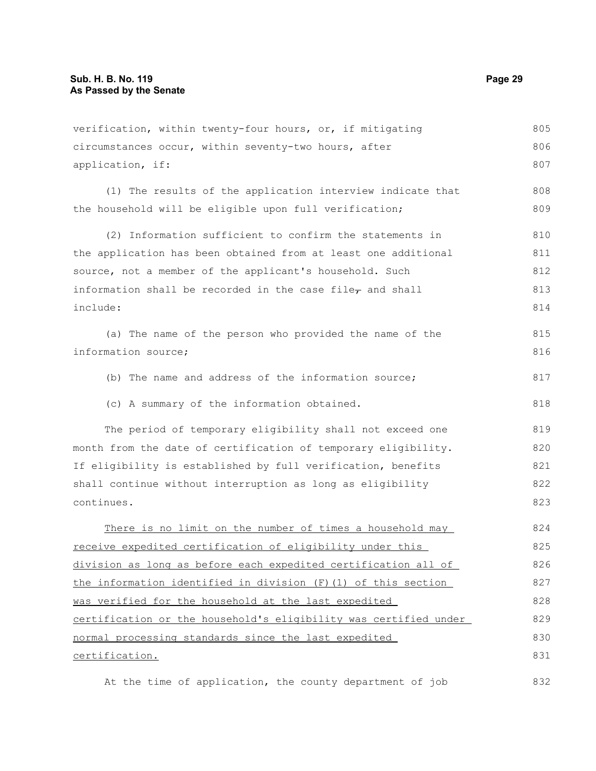verification, within twenty-four hours, or, if mitigating circumstances occur, within seventy-two hours, after application, if:

(1) The results of the application interview indicate that the household will be eligible upon full verification;

(2) Information sufficient to confirm the statements in the application has been obtained from at least one additional source, not a member of the applicant's household. Such information shall be recorded in the case file, and shall include:

(a) The name of the person who provided the name of the information source;

(b) The name and address of the information source;

(c) A summary of the information obtained.

The period of temporary eligibility shall not exceed one month from the date of certification of temporary eligibility. If eligibility is established by full verification, benefits shall continue without interruption as long as eligibility continues.

<u>There is no limit on the number of times a household may receive expedited certification of eligibility under this division as long as before each expedited certification all of the information identified in division (F)(1) of this section was verified for the household at the last expedited certification or the household's eligibility was certified under normal processing standards since the last expedited certification.</u>

At the time of application, the county department of job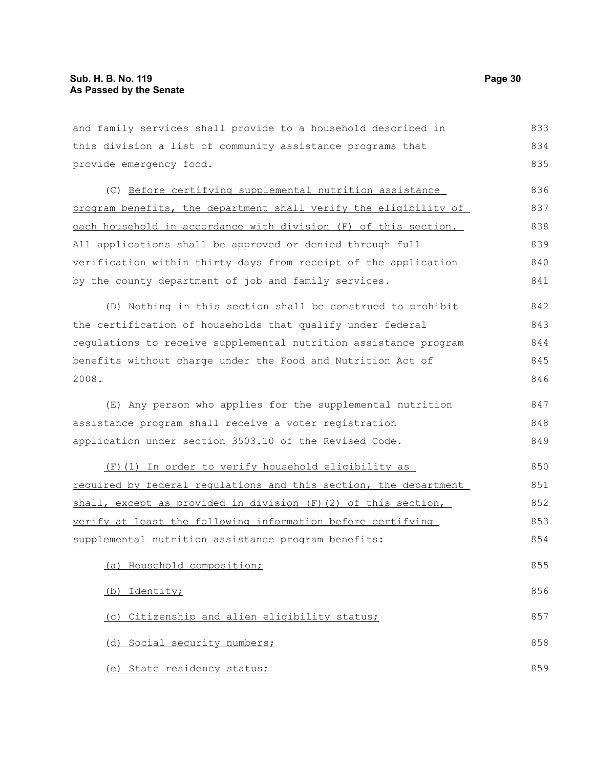and family services shall provide to a household described in this division a list of community assistance programs that provide emergency food.

(C) <u>Before certifying supplemental nutrition assistance program benefits, the department shall verify the eligibility of each household in accordance with division (F) of this section.</u> All applications shall be approved or denied through full verification within thirty days from receipt of the application by the county department of job and family services.

(D) Nothing in this section shall be construed to prohibit the certification of households that qualify under federal regulations to receive supplemental nutrition assistance program benefits without charge under the Food and Nutrition Act of 2008.

(E) Any person who applies for the supplemental nutrition assistance program shall receive a voter registration application under section 3503.10 of the Revised Code.

<u>(F)(1) In order to verify household eligibility as required by federal regulations and this section, the department shall, except as provided in division (F)(2) of this section, verify at least the following information before certifying supplemental nutrition assistance program benefits:</u>

<u>(a) Household composition;</u>

<u>(b) Identity;</u>

<u>(c) Citizenship and alien eligibility status;</u>

<u>(d) Social security numbers;</u>

<u>(e) State residency status;</u>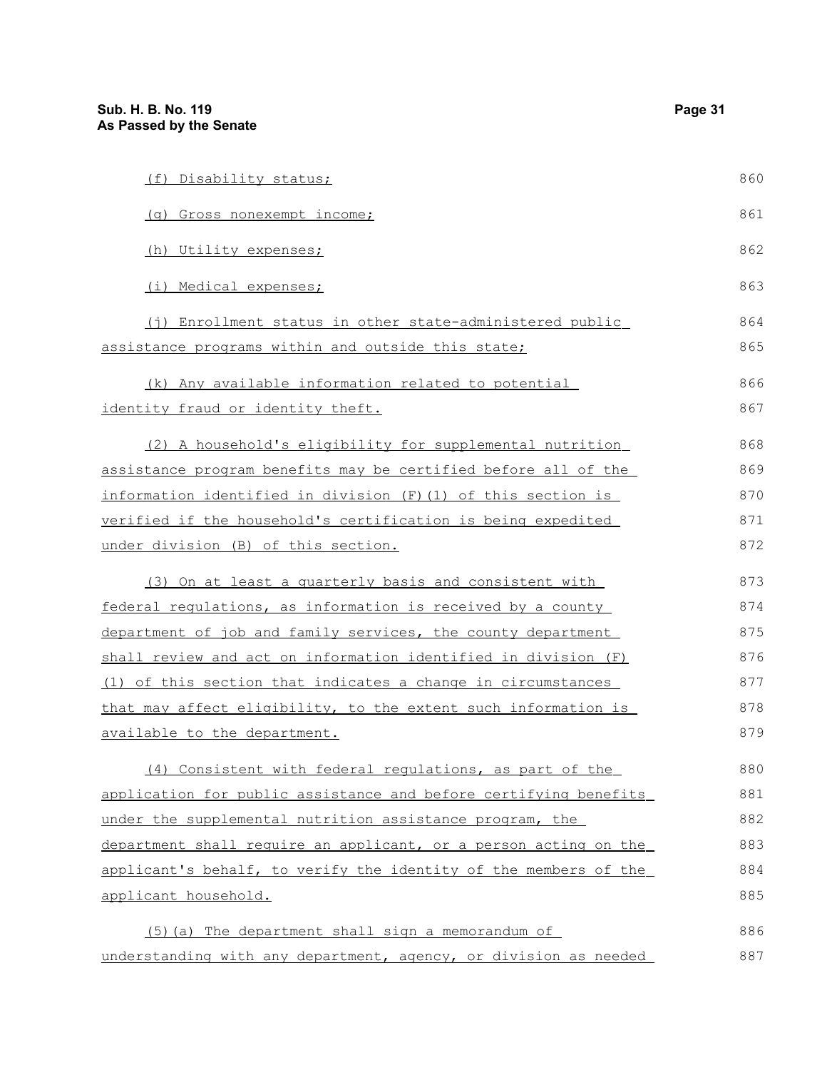(f) Disability status;

(g) Gross nonexempt income;

(h) Utility expenses;

(i) Medical expenses;

(j) Enrollment status in other state-administered public assistance programs within and outside this state;

(k) Any available information related to potential identity fraud or identity theft.

(2) A household's eligibility for supplemental nutrition assistance program benefits may be certified before all of the information identified in division (F)(1) of this section is verified if the household's certification is being expedited under division (B) of this section.

(3) On at least a quarterly basis and consistent with federal regulations, as information is received by a county department of job and family services, the county department shall review and act on information identified in division (F)(1) of this section that indicates a change in circumstances that may affect eligibility, to the extent such information is available to the department.

(4) Consistent with federal regulations, as part of the application for public assistance and before certifying benefits under the supplemental nutrition assistance program, the department shall require an applicant, or a person acting on the applicant's behalf, to verify the identity of the members of the applicant household.

(5)(a) The department shall sign a memorandum of understanding with any department, agency, or division as needed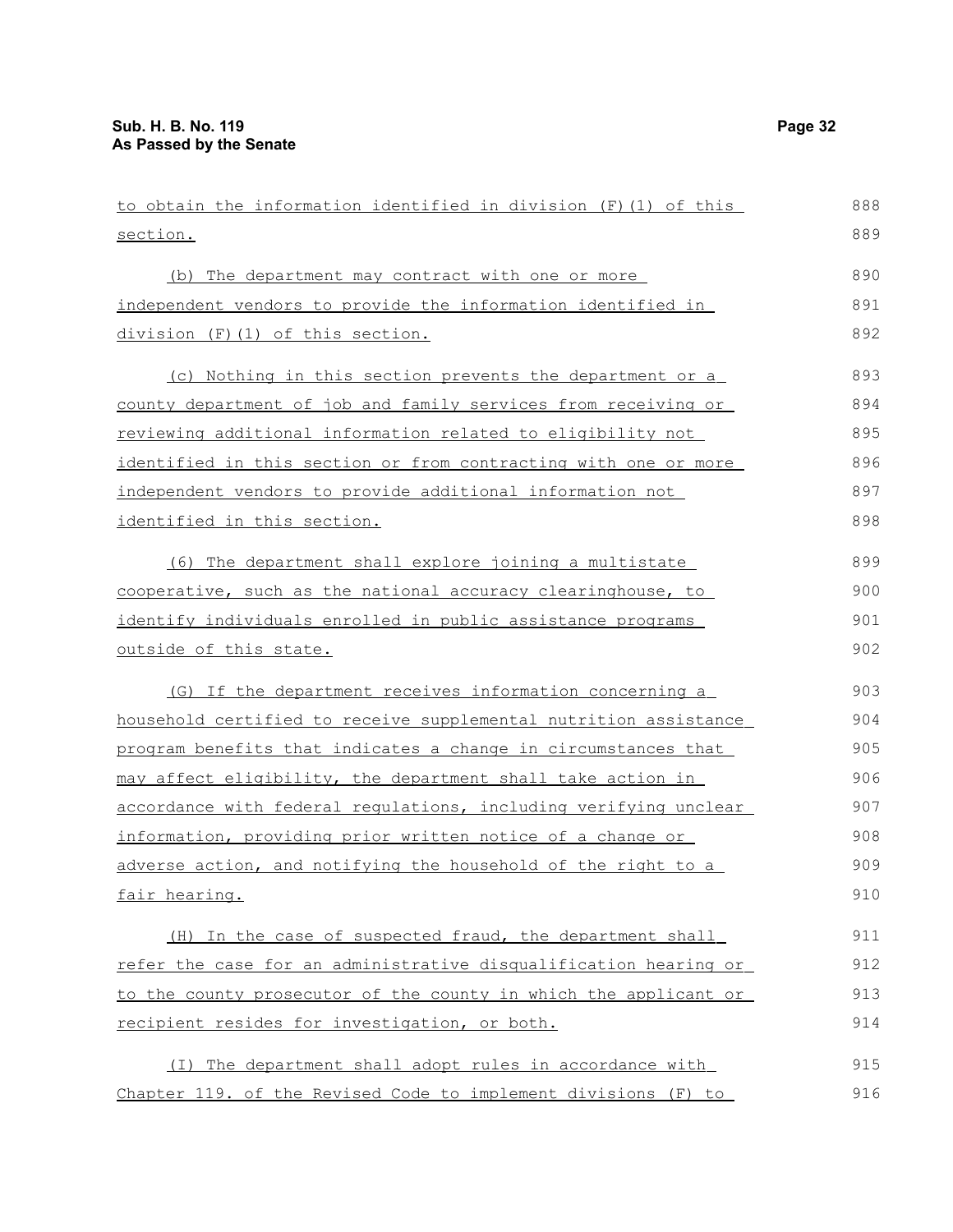to obtain the information identified in division (F)(1) of this section.

(b) The department may contract with one or more independent vendors to provide the information identified in division (F)(1) of this section.

(c) Nothing in this section prevents the department or a county department of job and family services from receiving or reviewing additional information related to eligibility not identified in this section or from contracting with one or more independent vendors to provide additional information not identified in this section.

(6) The department shall explore joining a multistate cooperative, such as the national accuracy clearinghouse, to identify individuals enrolled in public assistance programs outside of this state.

(G) If the department receives information concerning a household certified to receive supplemental nutrition assistance program benefits that indicates a change in circumstances that may affect eligibility, the department shall take action in accordance with federal regulations, including verifying unclear information, providing prior written notice of a change or adverse action, and notifying the household of the right to a fair hearing.

(H) In the case of suspected fraud, the department shall refer the case for an administrative disqualification hearing or to the county prosecutor of the county in which the applicant or recipient resides for investigation, or both.

(I) The department shall adopt rules in accordance with Chapter 119. of the Revised Code to implement divisions (F) to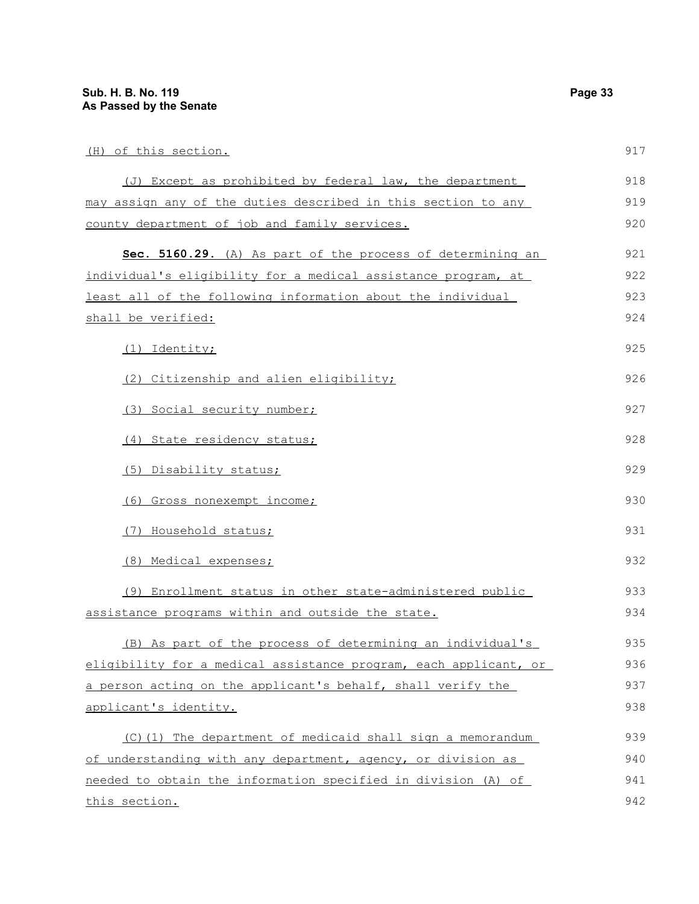(H) of this section.

(J) Except as prohibited by federal law, the department may assign any of the duties described in this section to any county department of job and family services.

**Sec. 5160.29.** (A) As part of the process of determining an individual's eligibility for a medical assistance program, at least all of the following information about the individual shall be verified:

(1) Identity;

(2) Citizenship and alien eligibility;

(3) Social security number;

(4) State residency status;

(5) Disability status;

(6) Gross nonexempt income;

(7) Household status;

(8) Medical expenses;

(9) Enrollment status in other state-administered public assistance programs within and outside the state.

(B) As part of the process of determining an individual's eligibility for a medical assistance program, each applicant, or a person acting on the applicant's behalf, shall verify the applicant's identity.

(C)(1) The department of medicaid shall sign a memorandum of understanding with any department, agency, or division as needed to obtain the information specified in division (A) of this section.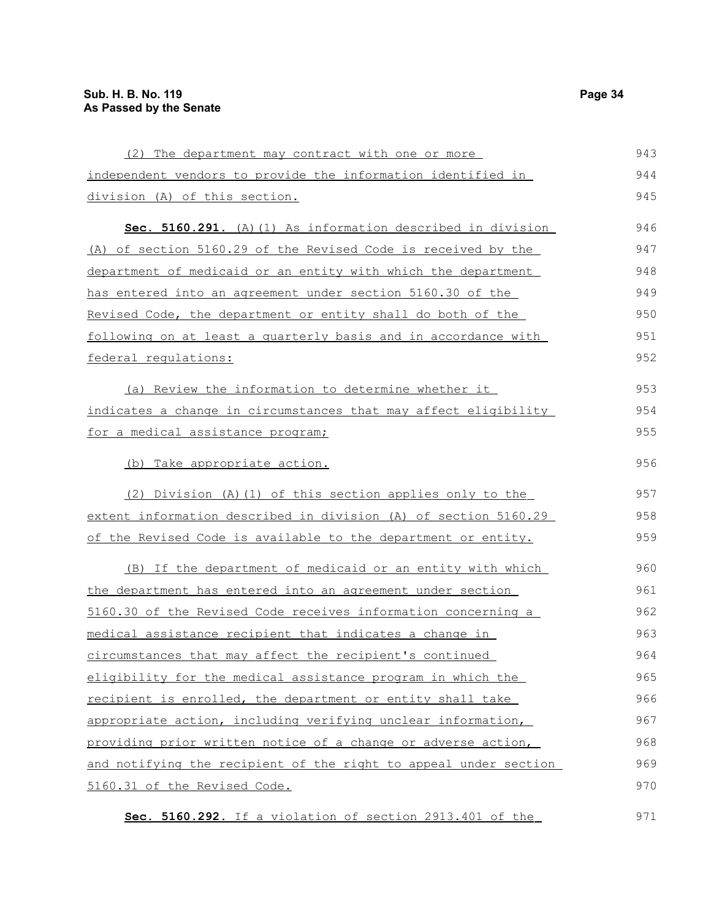(2) The department may contract with one or more independent vendors to provide the information identified in division (A) of this section.

**Sec. 5160.291.** (A)(1) As information described in division (A) of section 5160.29 of the Revised Code is received by the department of medicaid or an entity with which the department has entered into an agreement under section 5160.30 of the Revised Code, the department or entity shall do both of the following on at least a quarterly basis and in accordance with federal regulations:

(a) Review the information to determine whether it indicates a change in circumstances that may affect eligibility for a medical assistance program;

(b) Take appropriate action.

(2) Division (A)(1) of this section applies only to the extent information described in division (A) of section 5160.29 of the Revised Code is available to the department or entity.

(B) If the department of medicaid or an entity with which the department has entered into an agreement under section 5160.30 of the Revised Code receives information concerning a medical assistance recipient that indicates a change in circumstances that may affect the recipient's continued eligibility for the medical assistance program in which the recipient is enrolled, the department or entity shall take appropriate action, including verifying unclear information, providing prior written notice of a change or adverse action, and notifying the recipient of the right to appeal under section 5160.31 of the Revised Code.

**Sec. 5160.292.** If a violation of section 2913.401 of the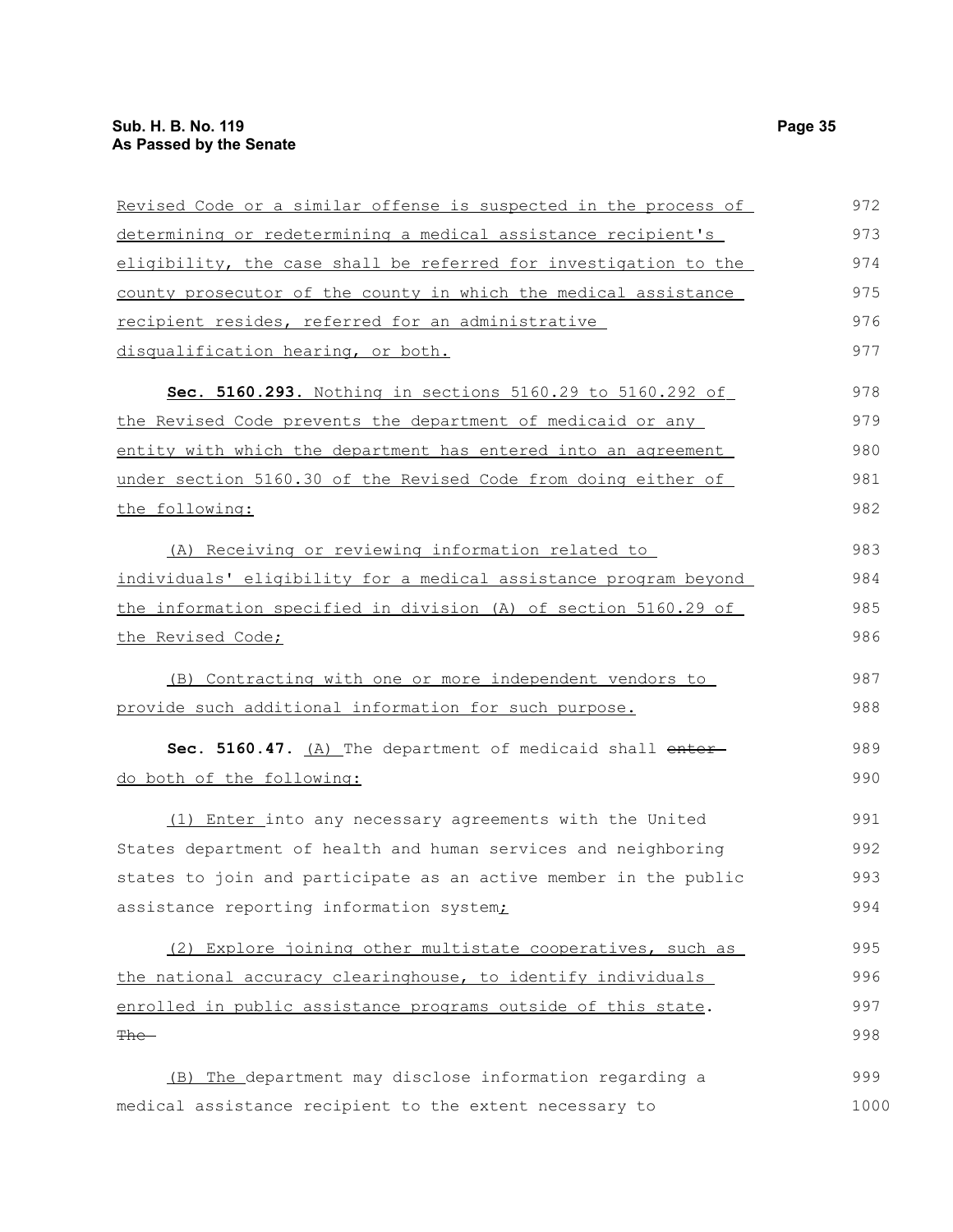Revised Code or a similar offense is suspected in the process of determining or redetermining a medical assistance recipient's eligibility, the case shall be referred for investigation to the county prosecutor of the county in which the medical assistance recipient resides, referred for an administrative disqualification hearing, or both.

**Sec. 5160.293.** Nothing in sections 5160.29 to 5160.292 of the Revised Code prevents the department of medicaid or any entity with which the department has entered into an agreement under section 5160.30 of the Revised Code from doing either of the following:

(A) Receiving or reviewing information related to individuals' eligibility for a medical assistance program beyond the information specified in division (A) of section 5160.29 of the Revised Code;

(B) Contracting with one or more independent vendors to provide such additional information for such purpose.

**Sec. 5160.47.** (A) The department of medicaid shall ~~enter~~ do both of the following:

(1) Enter into any necessary agreements with the United States department of health and human services and neighboring states to join and participate as an active member in the public assistance reporting information system;

(2) Explore joining other multistate cooperatives, such as the national accuracy clearinghouse, to identify individuals enrolled in public assistance programs outside of this state. ~~The~~

(B) The department may disclose information regarding a medical assistance recipient to the extent necessary to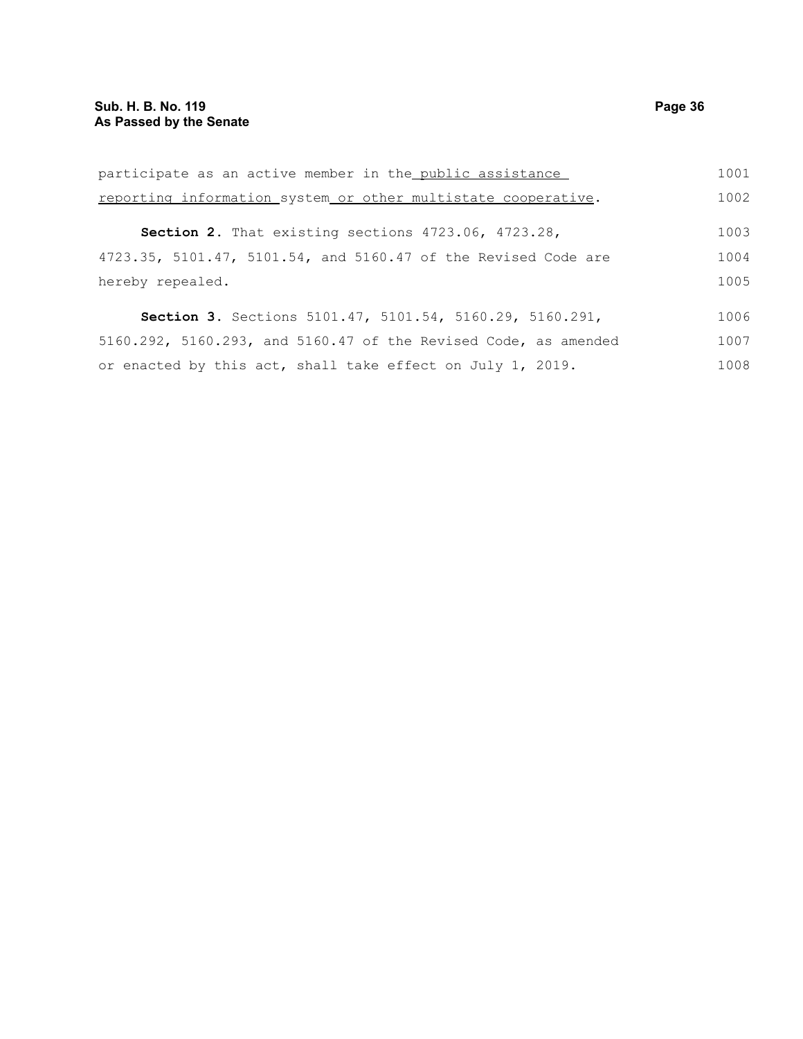participate as an active member in the public assistance reporting information system or other multistate cooperative.

**Section 2.** That existing sections 4723.06, 4723.28, 4723.35, 5101.47, 5101.54, and 5160.47 of the Revised Code are hereby repealed.

**Section 3.** Sections 5101.47, 5101.54, 5160.29, 5160.291, 5160.292, 5160.293, and 5160.47 of the Revised Code, as amended or enacted by this act, shall take effect on July 1, 2019.